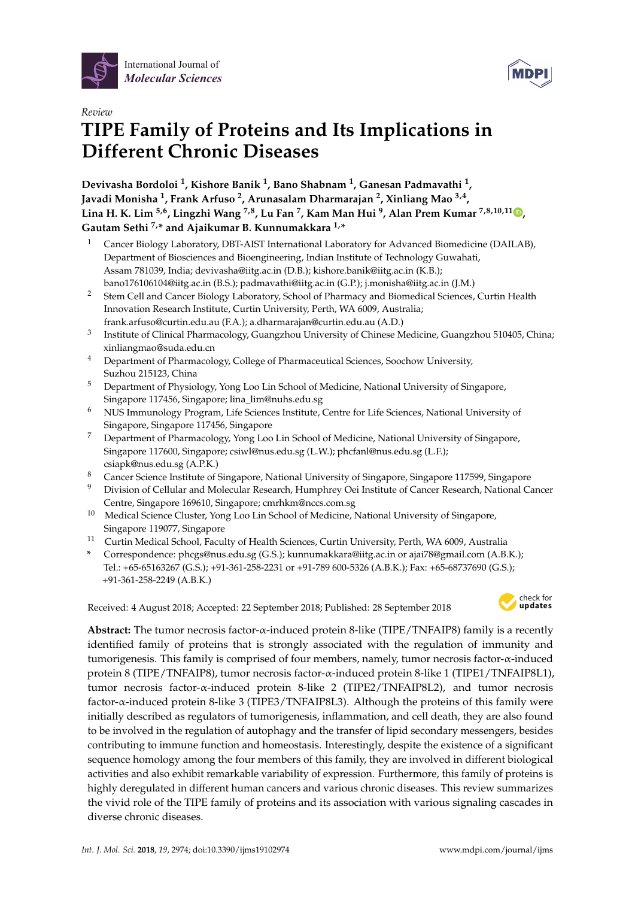Review

# TIPE Family of Proteins and Its Implications in Different Chronic Diseases

**Devivasha Bordoloi [1], Kishore Banik [1], Bano Shabnam [1], Ganesan Padmavathi [1], Javadi Monisha [1], Frank Arfuso [2], Arunasalam Dharmarajan [2], Xinliang Mao [3,4], Lina H. K. Lim [5,6], Lingzhi Wang [7,8], Lu Fan [7], Kam Man Hui [9], Alan Prem Kumar [7,8,10,11], Gautam Sethi [7,*] and Ajaikumar B. Kunnumakkara [1,*]**

1. Cancer Biology Laboratory, DBT-AIST International Laboratory for Advanced Biomedicine (DAILAB), Department of Biosciences and Bioengineering, Indian Institute of Technology Guwahati, Assam 781039, India; devivasha@iitg.ac.in (D.B.); kishore.banik@iitg.ac.in (K.B.); bano176106104@iitg.ac.in (B.S.); padmavathi@iitg.ac.in (G.P.); j.monisha@iitg.ac.in (J.M.)
2. Stem Cell and Cancer Biology Laboratory, School of Pharmacy and Biomedical Sciences, Curtin Health Innovation Research Institute, Curtin University, Perth, WA 6009, Australia; frank.arfuso@curtin.edu.au (F.A.); a.dharmarajan@curtin.edu.au (A.D.)
3. Institute of Clinical Pharmacology, Guangzhou University of Chinese Medicine, Guangzhou 510405, China; xinliangmao@suda.edu.cn
4. Department of Pharmacology, College of Pharmaceutical Sciences, Soochow University, Suzhou 215123, China
5. Department of Physiology, Yong Loo Lin School of Medicine, National University of Singapore, Singapore 117456, Singapore; lina_lim@nuhs.edu.sg
6. NUS Immunology Program, Life Sciences Institute, Centre for Life Sciences, National University of Singapore, Singapore 117456, Singapore
7. Department of Pharmacology, Yong Loo Lin School of Medicine, National University of Singapore, Singapore 117600, Singapore; csiwl@nus.edu.sg (L.W.); phcfanl@nus.edu.sg (L.F.); csiapk@nus.edu.sg (A.P.K.)
8. Cancer Science Institute of Singapore, National University of Singapore, Singapore 117599, Singapore
9. Division of Cellular and Molecular Research, Humphrey Oei Institute of Cancer Research, National Cancer Centre, Singapore 169610, Singapore; cmrhkm@nccs.com.sg
10. Medical Science Cluster, Yong Loo Lin School of Medicine, National University of Singapore, Singapore 119077, Singapore
11. Curtin Medical School, Faculty of Health Sciences, Curtin University, Perth, WA 6009, Australia

\* Correspondence: phcgs@nus.edu.sg (G.S.); kunnumakkara@iitg.ac.in or ajai78@gmail.com (A.B.K.); Tel.: +65-65163267 (G.S.); +91-361-258-2231 or +91-789 600-5326 (A.B.K.); Fax: +65-68737690 (G.S.); +91-361-258-2249 (A.B.K.)

Received: 4 August 2018; Accepted: 22 September 2018; Published: 28 September 2018

**Abstract:** The tumor necrosis factor-α-induced protein 8-like (TIPE/TNFAIP8) family is a recently identified family of proteins that is strongly associated with the regulation of immunity and tumorigenesis. This family is comprised of four members, namely, tumor necrosis factor-α-induced protein 8 (TIPE/TNFAIP8), tumor necrosis factor-α-induced protein 8-like 1 (TIPE1/TNFAIP8L1), tumor necrosis factor-α-induced protein 8-like 2 (TIPE2/TNFAIP8L2), and tumor necrosis factor-α-induced protein 8-like 3 (TIPE3/TNFAIP8L3). Although the proteins of this family were initially described as regulators of tumorigenesis, inflammation, and cell death, they are also found to be involved in the regulation of autophagy and the transfer of lipid secondary messengers, besides contributing to immune function and homeostasis. Interestingly, despite the existence of a significant sequence homology among the four members of this family, they are involved in different biological activities and also exhibit remarkable variability of expression. Furthermore, this family of proteins is highly deregulated in different human cancers and various chronic diseases. This review summarizes the vivid role of the TIPE family of proteins and its association with various signaling cascades in diverse chronic diseases.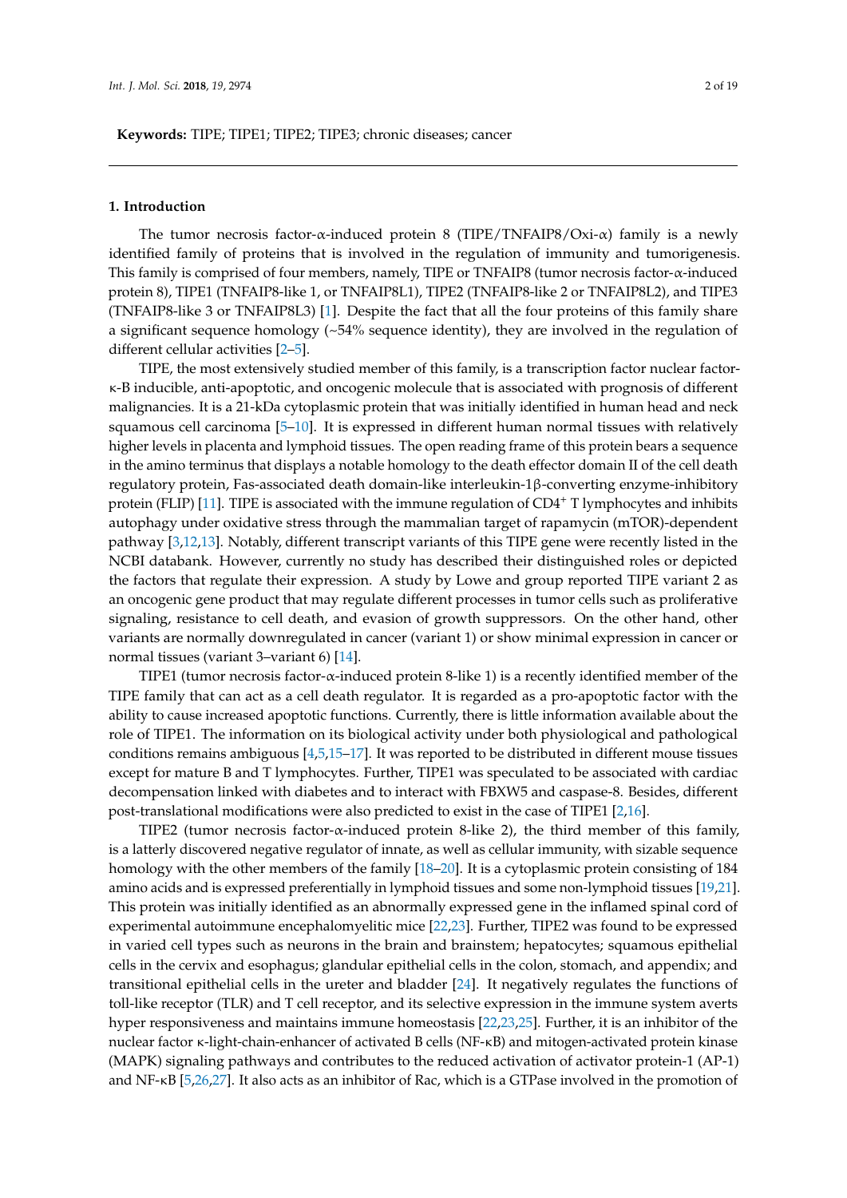**Keywords:** TIPE; TIPE1; TIPE2; TIPE3; chronic diseases; cancer

## 1. Introduction

The tumor necrosis factor-α-induced protein 8 (TIPE/TNFAIP8/Oxi-α) family is a newly identified family of proteins that is involved in the regulation of immunity and tumorigenesis. This family is comprised of four members, namely, TIPE or TNFAIP8 (tumor necrosis factor-α-induced protein 8), TIPE1 (TNFAIP8-like 1, or TNFAIP8L1), TIPE2 (TNFAIP8-like 2 or TNFAIP8L2), and TIPE3 (TNFAIP8-like 3 or TNFAIP8L3) [1]. Despite the fact that all the four proteins of this family share a significant sequence homology (~54% sequence identity), they are involved in the regulation of different cellular activities [2–5].

TIPE, the most extensively studied member of this family, is a transcription factor nuclear factor-κ-B inducible, anti-apoptotic, and oncogenic molecule that is associated with prognosis of different malignancies. It is a 21-kDa cytoplasmic protein that was initially identified in human head and neck squamous cell carcinoma [5–10]. It is expressed in different human normal tissues with relatively higher levels in placenta and lymphoid tissues. The open reading frame of this protein bears a sequence in the amino terminus that displays a notable homology to the death effector domain II of the cell death regulatory protein, Fas-associated death domain-like interleukin-1β-converting enzyme-inhibitory protein (FLIP) [11]. TIPE is associated with the immune regulation of $CD4^+$ T lymphocytes and inhibits autophagy under oxidative stress through the mammalian target of rapamycin (mTOR)-dependent pathway [3,12,13]. Notably, different transcript variants of this TIPE gene were recently listed in the NCBI databank. However, currently no study has described their distinguished roles or depicted the factors that regulate their expression. A study by Lowe and group reported TIPE variant 2 as an oncogenic gene product that may regulate different processes in tumor cells such as proliferative signaling, resistance to cell death, and evasion of growth suppressors. On the other hand, other variants are normally downregulated in cancer (variant 1) or show minimal expression in cancer or normal tissues (variant 3–variant 6) [14].

TIPE1 (tumor necrosis factor-α-induced protein 8-like 1) is a recently identified member of the TIPE family that can act as a cell death regulator. It is regarded as a pro-apoptotic factor with the ability to cause increased apoptotic functions. Currently, there is little information available about the role of TIPE1. The information on its biological activity under both physiological and pathological conditions remains ambiguous [4,5,15–17]. It was reported to be distributed in different mouse tissues except for mature B and T lymphocytes. Further, TIPE1 was speculated to be associated with cardiac decompensation linked with diabetes and to interact with FBXW5 and caspase-8. Besides, different post-translational modifications were also predicted to exist in the case of TIPE1 [2,16].

TIPE2 (tumor necrosis factor-α-induced protein 8-like 2), the third member of this family, is a latterly discovered negative regulator of innate, as well as cellular immunity, with sizable sequence homology with the other members of the family [18–20]. It is a cytoplasmic protein consisting of 184 amino acids and is expressed preferentially in lymphoid tissues and some non-lymphoid tissues [19,21]. This protein was initially identified as an abnormally expressed gene in the inflamed spinal cord of experimental autoimmune encephalomyelitic mice [22,23]. Further, TIPE2 was found to be expressed in varied cell types such as neurons in the brain and brainstem; hepatocytes; squamous epithelial cells in the cervix and esophagus; glandular epithelial cells in the colon, stomach, and appendix; and transitional epithelial cells in the ureter and bladder [24]. It negatively regulates the functions of toll-like receptor (TLR) and T cell receptor, and its selective expression in the immune system averts hyper responsiveness and maintains immune homeostasis [22,23,25]. Further, it is an inhibitor of the nuclear factor κ-light-chain-enhancer of activated B cells (NF-κB) and mitogen-activated protein kinase (MAPK) signaling pathways and contributes to the reduced activation of activator protein-1 (AP-1) and NF-κB [5,26,27]. It also acts as an inhibitor of Rac, which is a GTPase involved in the promotion of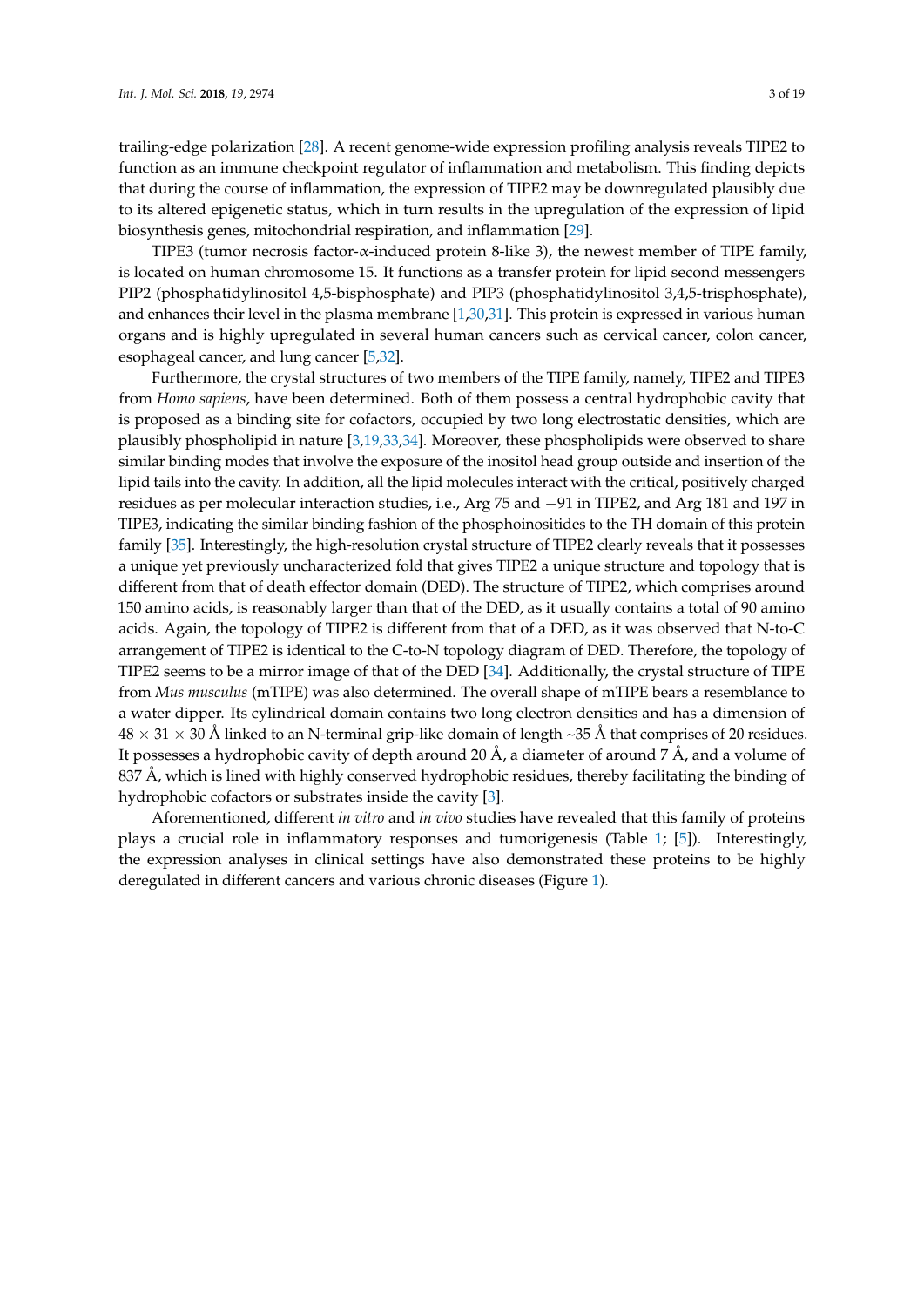trailing-edge polarization [28]. A recent genome-wide expression profiling analysis reveals TIPE2 to function as an immune checkpoint regulator of inflammation and metabolism. This finding depicts that during the course of inflammation, the expression of TIPE2 may be downregulated plausibly due to its altered epigenetic status, which in turn results in the upregulation of the expression of lipid biosynthesis genes, mitochondrial respiration, and inflammation [29].

TIPE3 (tumor necrosis factor-α-induced protein 8-like 3), the newest member of TIPE family, is located on human chromosome 15. It functions as a transfer protein for lipid second messengers PIP2 (phosphatidylinositol 4,5-bisphosphate) and PIP3 (phosphatidylinositol 3,4,5-trisphosphate), and enhances their level in the plasma membrane [1,30,31]. This protein is expressed in various human organs and is highly upregulated in several human cancers such as cervical cancer, colon cancer, esophageal cancer, and lung cancer [5,32].

Furthermore, the crystal structures of two members of the TIPE family, namely, TIPE2 and TIPE3 from *Homo sapiens*, have been determined. Both of them possess a central hydrophobic cavity that is proposed as a binding site for cofactors, occupied by two long electrostatic densities, which are plausibly phospholipid in nature [3,19,33,34]. Moreover, these phospholipids were observed to share similar binding modes that involve the exposure of the inositol head group outside and insertion of the lipid tails into the cavity. In addition, all the lipid molecules interact with the critical, positively charged residues as per molecular interaction studies, i.e., Arg 75 and −91 in TIPE2, and Arg 181 and 197 in TIPE3, indicating the similar binding fashion of the phosphoinositides to the TH domain of this protein family [35]. Interestingly, the high-resolution crystal structure of TIPE2 clearly reveals that it possesses a unique yet previously uncharacterized fold that gives TIPE2 a unique structure and topology that is different from that of death effector domain (DED). The structure of TIPE2, which comprises around 150 amino acids, is reasonably larger than that of the DED, as it usually contains a total of 90 amino acids. Again, the topology of TIPE2 is different from that of a DED, as it was observed that N-to-C arrangement of TIPE2 is identical to the C-to-N topology diagram of DED. Therefore, the topology of TIPE2 seems to be a mirror image of that of the DED [34]. Additionally, the crystal structure of TIPE from *Mus musculus* (mTIPE) was also determined. The overall shape of mTIPE bears a resemblance to a water dipper. Its cylindrical domain contains two long electron densities and has a dimension of $48 \times 31 \times 30$ Å linked to an N-terminal grip-like domain of length ~35 Å that comprises of 20 residues. It possesses a hydrophobic cavity of depth around 20 Å, a diameter of around 7 Å, and a volume of 837 Å, which is lined with highly conserved hydrophobic residues, thereby facilitating the binding of hydrophobic cofactors or substrates inside the cavity [3].

Aforementioned, different *in vitro* and *in vivo* studies have revealed that this family of proteins plays a crucial role in inflammatory responses and tumorigenesis (Table 1; [5]). Interestingly, the expression analyses in clinical settings have also demonstrated these proteins to be highly deregulated in different cancers and various chronic diseases (Figure 1).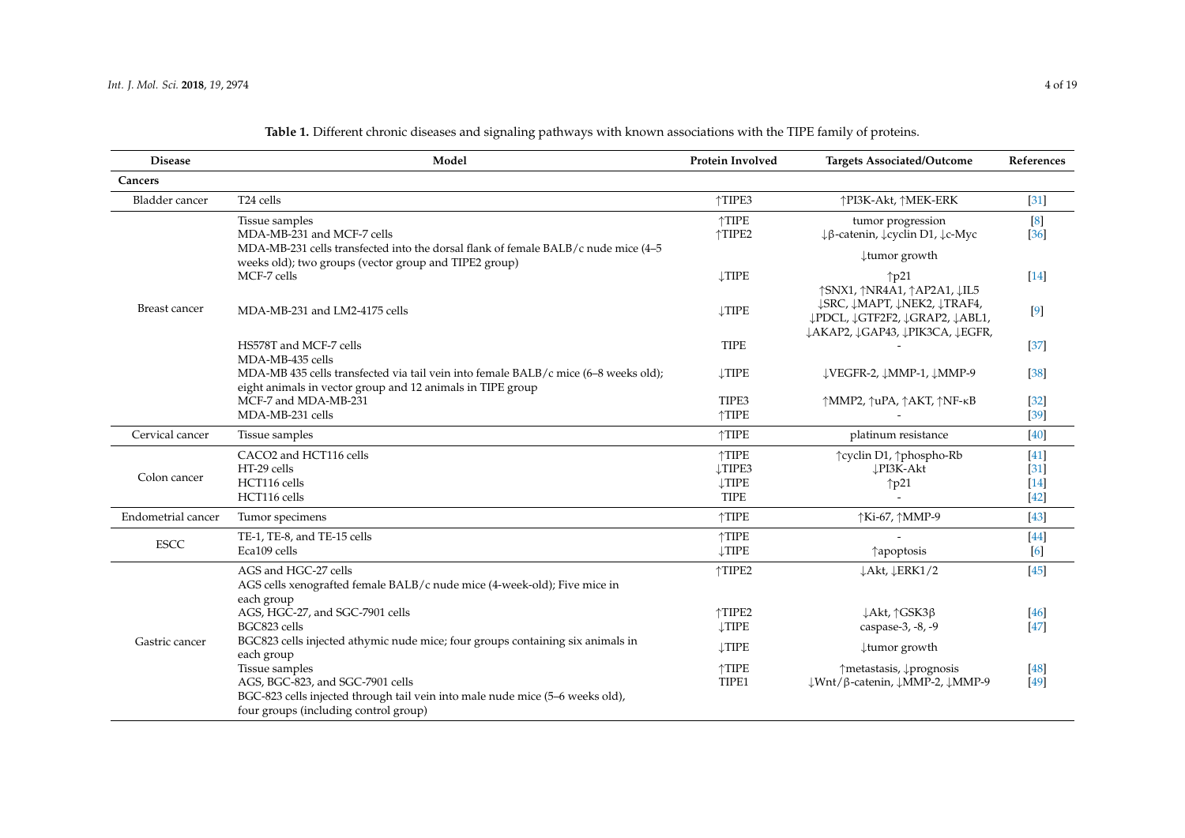**Table 1.** Different chronic diseases and signaling pathways with known associations with the TIPE family of proteins.

| Disease | Model | Protein Involved | Targets Associated/Outcome | References |
|---|---|---|---|---|
| **Cancers** | | | | |
| Bladder cancer | T24 cells | ↑TIPE3 | ↑PI3K-Akt, ↑MEK-ERK | [31] |
| Breast cancer | Tissue samples | ↑TIPE | tumor progression | [8] |
| | MDA-MB-231 and MCF-7 cells | ↑TIPE2 | ↓β-catenin, ↓cyclin D1, ↓c-Myc | [36] |
| | MDA-MB-231 cells transfected into the dorsal flank of female BALB/c nude mice (4–5 weeks old); two groups (vector group and TIPE2 group) | | ↓tumor growth | |
| | MCF-7 cells | ↓TIPE | ↑p21 | [14] |
| | MDA-MB-231 and LM2-4175 cells | ↓TIPE | ↑SNX1, ↑NR4A1, ↑AP2A1, ↓IL5 ↓SRC, ↓MAPT, ↓NEK2, ↓TRAF4, ↓PDCL, ↓GTF2F2, ↓GRAP2, ↓ABL1, ↓AKAP2, ↓GAP43, ↓PIK3CA, ↓EGFR, | [9] |
| | HS578T and MCF-7 cells | TIPE | - | [37] |
| | MDA-MB-435 cells MDA-MB 435 cells transfected via tail vein into female BALB/c mice (6–8 weeks old); eight animals in vector group and 12 animals in TIPE group | ↓TIPE | ↓VEGFR-2, ↓MMP-1, ↓MMP-9 | [38] |
| | MCF-7 and MDA-MB-231 | TIPE3 | ↑MMP2, ↑uPA, ↑AKT, ↑NF-κB | [32] |
| | MDA-MB-231 cells | ↑TIPE | - | [39] |
| Cervical cancer | Tissue samples | ↑TIPE | platinum resistance | [40] |
| Colon cancer | CACO2 and HCT116 cells | ↑TIPE | ↑cyclin D1, ↑phospho-Rb | [41] |
| | HT-29 cells | ↓TIPE3 | ↓PI3K-Akt | [31] |
| | HCT116 cells | ↓TIPE | ↑p21 | [14] |
| | HCT116 cells | TIPE | - | [42] |
| Endometrial cancer | Tumor specimens | ↑TIPE | ↑Ki-67, ↑MMP-9 | [43] |
| ESCC | TE-1, TE-8, and TE-15 cells | ↑TIPE | - | [44] |
| | Eca109 cells | ↓TIPE | ↑apoptosis | [6] |
| Gastric cancer | AGS and HGC-27 cells AGS cells xenografted female BALB/c nude mice (4-week-old); Five mice in each group | ↑TIPE2 | ↓Akt, ↓ERK1/2 | [45] |
| | AGS, HGC-27, and SGC-7901 cells | ↑TIPE2 | ↓Akt, ↑GSK3β | [46] |
| | BGC823 cells | ↓TIPE | caspase-3, -8, -9 | [47] |
| | BGC823 cells injected athymic nude mice; four groups containing six animals in each group | ↓TIPE | ↓tumor growth | |
| | Tissue samples | ↑TIPE | ↑metastasis, ↓prognosis | [48] |
| | AGS, BGC-823, and SGC-7901 cells BGC-823 cells injected through tail vein into male nude mice (5–6 weeks old), four groups (including control group) | TIPE1 | ↓Wnt/β-catenin, ↓MMP-2, ↓MMP-9 | [49] |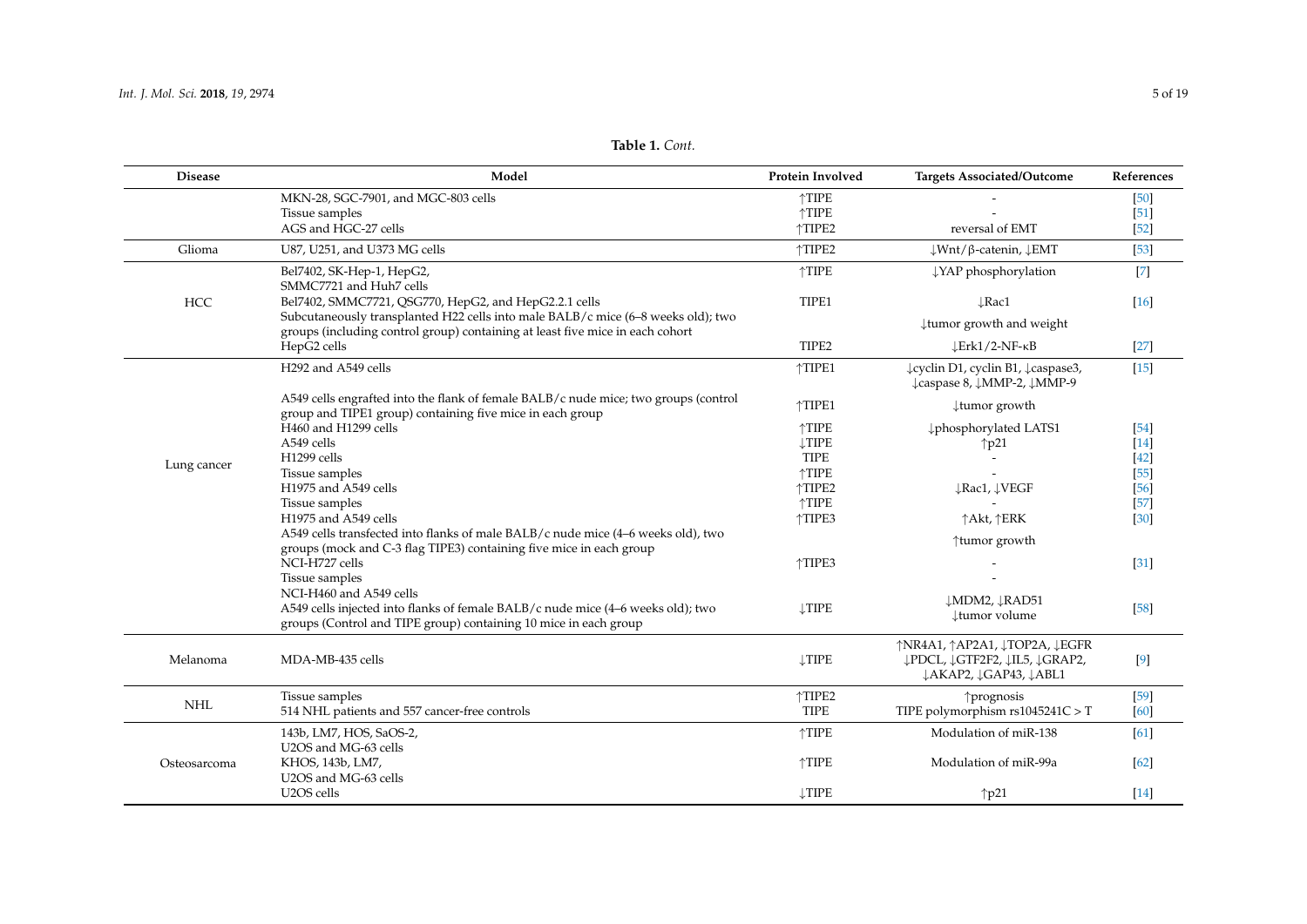**Table 1.** *Cont.*

| Disease | Model | Protein Involved | Targets Associated/Outcome | References |
|---|---|---|---|---|
| | MKN-28, SGC-7901, and MGC-803 cells | ↑TIPE | - | [50] |
| | Tissue samples | ↑TIPE | - | [51] |
| | AGS and HGC-27 cells | ↑TIPE2 | reversal of EMT | [52] |
| Glioma | U87, U251, and U373 MG cells | ↑TIPE2 | ↓Wnt/β-catenin, ↓EMT | [53] |
| HCC | Bel7402, SK-Hep-1, HepG2, SMMC7721 and Huh7 cells | ↑TIPE | ↓YAP phosphorylation | [7] |
| | Bel7402, SMMC7721, QSG770, HepG2, and HepG2.2.1 cells | TIPE1 | ↓Rac1 | [16] |
| | Subcutaneously transplanted H22 cells into male BALB/c mice (6–8 weeks old); two groups (including control group) containing at least five mice in each cohort | | ↓tumor growth and weight | |
| | HepG2 cells | TIPE2 | ↓Erk1/2-NF-κB | [27] |
| Lung cancer | H292 and A549 cells | ↑TIPE1 | ↓cyclin D1, cyclin B1, ↓caspase3, ↓caspase 8, ↓MMP-2, ↓MMP-9 | [15] |
| | A549 cells engrafted into the flank of female BALB/c nude mice; two groups (control group and TIPE1 group) containing five mice in each group | ↑TIPE1 | ↓tumor growth | |
| | H460 and H1299 cells | ↑TIPE | ↓phosphorylated LATS1 | [54] |
| | A549 cells | ↓TIPE | ↑p21 | [14] |
| | H1299 cells | TIPE | - | [42] |
| | Tissue samples | ↑TIPE | - | [55] |
| | H1975 and A549 cells | ↑TIPE2 | ↓Rac1, ↓VEGF | [56] |
| | Tissue samples | ↑TIPE | - | [57] |
| | H1975 and A549 cells | ↑TIPE3 | ↑Akt, ↑ERK | [30] |
| | A549 cells transfected into flanks of male BALB/c nude mice (4–6 weeks old), two groups (mock and C-3 flag TIPE3) containing five mice in each group | | ↑tumor growth | |
| | NCI-H727 cells | ↑TIPE3 | - | [31] |
| | Tissue samples | | - | |
| | NCI-H460 and A549 cells<br>A549 cells injected into flanks of female BALB/c nude mice (4–6 weeks old); two groups (Control and TIPE group) containing 10 mice in each group | ↓TIPE | ↓MDM2, ↓RAD51<br>↓tumor volume | [58] |
| Melanoma | MDA-MB-435 cells | ↓TIPE | ↑NR4A1, ↑AP2A1, ↓TOP2A, ↓EGFR ↓PDCL, ↓GTF2F2, ↓IL5, ↓GRAP2, ↓AKAP2, ↓GAP43, ↓ABL1 | [9] |
| NHL | Tissue samples | ↑TIPE2 | ↑prognosis | [59] |
| | 514 NHL patients and 557 cancer-free controls | TIPE | TIPE polymorphism rs1045241C > T | [60] |
| Osteosarcoma | 143b, LM7, HOS, SaOS-2, U2OS and MG-63 cells | ↑TIPE | Modulation of miR-138 | [61] |
| | KHOS, 143b, LM7, U2OS and MG-63 cells | ↑TIPE | Modulation of miR-99a | [62] |
| | U2OS cells | ↓TIPE | ↑p21 | [14] |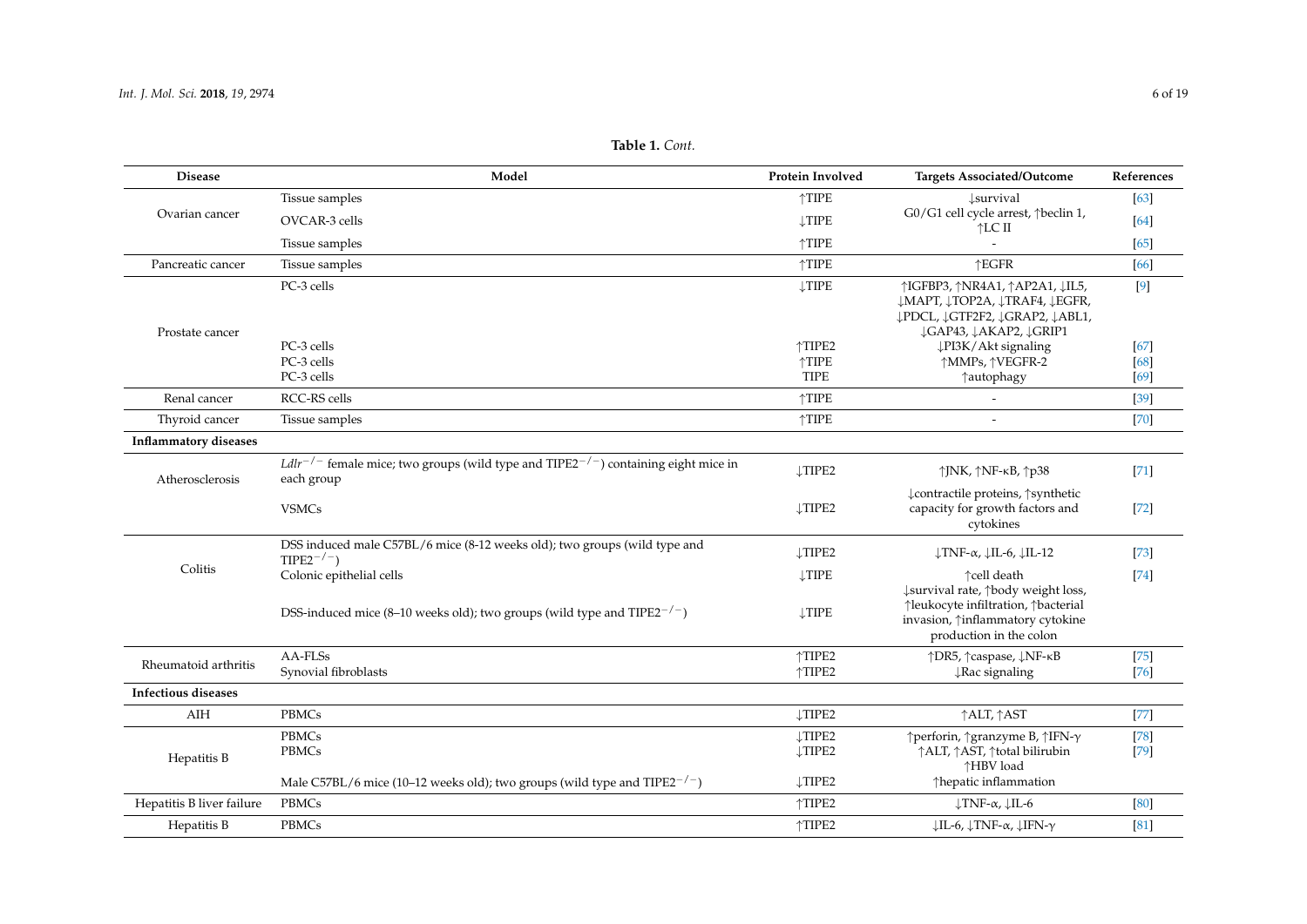**Table 1.** *Cont.*

| Disease | Model | Protein Involved | Targets Associated/Outcome | References |
| --- | --- | --- | --- | --- |
| Ovarian cancer | Tissue samples | ↑TIPE | ↓survival | [63] |
| | OVCAR-3 cells | ↓TIPE | G0/G1 cell cycle arrest, ↑beclin 1, ↑LC II | [64] |
| | Tissue samples | ↑TIPE | - | [65] |
| Pancreatic cancer | Tissue samples | ↑TIPE | ↑EGFR | [66] |
| Prostate cancer | PC-3 cells | ↓TIPE | ↑IGFBP3, ↑NR4A1, ↑AP2A1, ↓IL5, ↓MAPT, ↓TOP2A, ↓TRAF4, ↓EGFR, ↓PDCL, ↓GTF2F2, ↓GRAP2, ↓ABL1, ↓GAP43, ↓AKAP2, ↓GRIP1 | [9] |
| | PC-3 cells | ↑TIPE2 | ↓PI3K/Akt signaling | [67] |
| | PC-3 cells | ↑TIPE | ↑MMPs, ↑VEGFR-2 | [68] |
| | PC-3 cells | TIPE | ↑autophagy | [69] |
| Renal cancer | RCC-RS cells | ↑TIPE | - | [39] |
| Thyroid cancer | Tissue samples | ↑TIPE | - | [70] |
| **Inflammatory diseases** | | | | |
| Atherosclerosis | *Ldlr*$^{-/-}$ female mice; two groups (wild type and TIPE2$^{-/-}$) containing eight mice in each group | ↓TIPE2 | ↑JNK, ↑NF-κB, ↑p38 | [71] |
| | VSMCs | ↓TIPE2 | ↓contractile proteins, ↑synthetic capacity for growth factors and cytokines | [72] |
| Colitis | DSS induced male C57BL/6 mice (8-12 weeks old); two groups (wild type and TIPE2$^{-/-}$) | ↓TIPE2 | ↓TNF-α, ↓IL-6, ↓IL-12 | [73] |
| | Colonic epithelial cells | ↓TIPE | ↑cell death | [74] |
| | DSS-induced mice (8–10 weeks old); two groups (wild type and TIPE2$^{-/-}$) | ↓TIPE | ↓survival rate, ↑body weight loss, ↑leukocyte infiltration, ↑bacterial invasion, ↑inflammatory cytokine production in the colon | |
| Rheumatoid arthritis | AA-FLSs | ↑TIPE2 | ↑DR5, ↑caspase, ↓NF-κB | [75] |
| | Synovial fibroblasts | ↑TIPE2 | ↓Rac signaling | [76] |
| **Infectious diseases** | | | | |
| AIH | PBMCs | ↓TIPE2 | ↑ALT, ↑AST | [77] |
| Hepatitis B | PBMCs | ↓TIPE2 | ↑perforin, ↑granzyme B, ↑IFN-γ | [78] |
| | PBMCs | ↓TIPE2 | ↑ALT, ↑AST, ↑total bilirubin ↑HBV load | [79] |
| | Male C57BL/6 mice (10–12 weeks old); two groups (wild type and TIPE2$^{-/-}$) | ↓TIPE2 | ↑hepatic inflammation | |
| Hepatitis B liver failure | PBMCs | ↑TIPE2 | ↓TNF-α, ↓IL-6 | [80] |
| Hepatitis B | PBMCs | ↑TIPE2 | ↓IL-6, ↓TNF-α, ↓IFN-γ | [81] |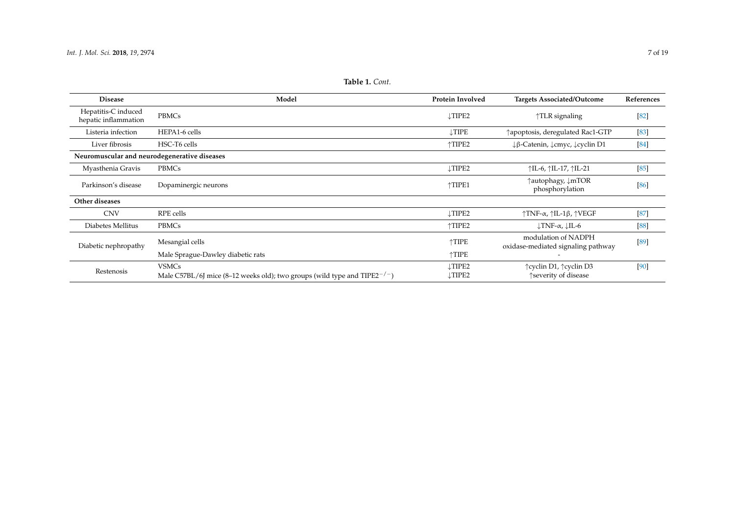**Table 1.** *Cont.*

| Disease | Model | Protein Involved | Targets Associated/Outcome | References |
|---|---|---|---|---|
| Hepatitis-C induced hepatic inflammation | PBMCs | ↓TIPE2 | ↑TLR signaling | [82] |
| Listeria infection | HEPA1-6 cells | ↓TIPE | ↑apoptosis, deregulated Rac1-GTP | [83] |
| Liver fibrosis | HSC-T6 cells | ↑TIPE2 | ↓β-Catenin, ↓cmyc, ↓cyclin D1 | [84] |
| **Neuromuscular and neurodegenerative diseases** | | | | |
| Myasthenia Gravis | PBMCs | ↓TIPE2 | ↑IL-6, ↑IL-17, ↑IL-21 | [85] |
| Parkinson's disease | Dopaminergic neurons | ↑TIPE1 | ↑autophagy, ↓mTOR phosphorylation | [86] |
| **Other diseases** | | | | |
| CNV | RPE cells | ↓TIPE2 | ↑TNF-α, ↑IL-1β, ↑VEGF | [87] |
| Diabetes Mellitus | PBMCs | ↑TIPE2 | ↓TNF-α, ↓IL-6 | [88] |
| Diabetic nephropathy | Mesangial cells | ↑TIPE | modulation of NADPH oxidase-mediated signaling pathway | [89] |
| | Male Sprague-Dawley diabetic rats | ↑TIPE | - | |
| Restenosis | VSMCs | ↓TIPE2 | ↑cyclin D1, ↑cyclin D3 | [90] |
| | Male C57BL/6J mice (8–12 weeks old); two groups (wild type and TIPE2$^{-/-}$) | ↓TIPE2 | ↑severity of disease | |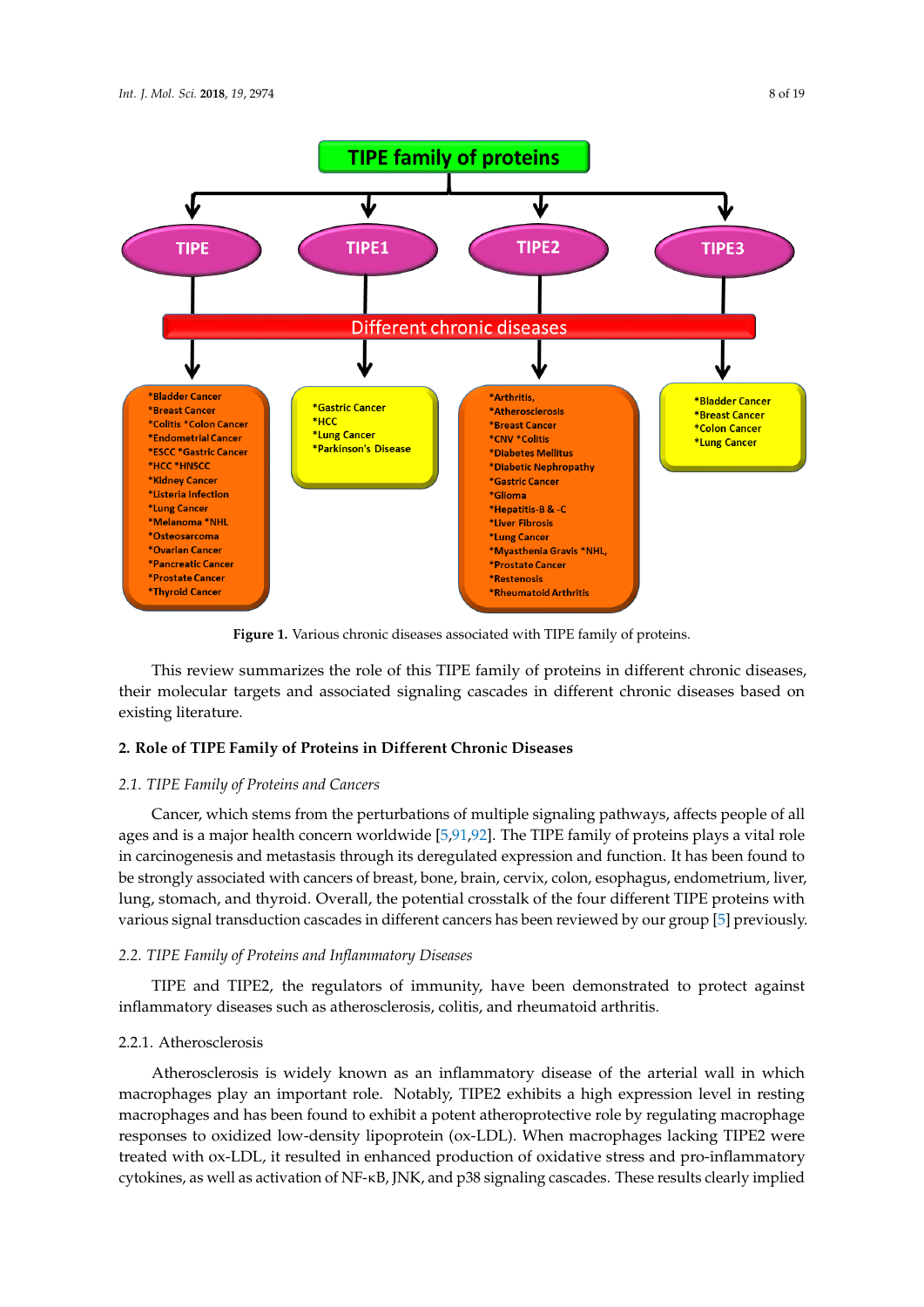Figure 1. Various chronic diseases associated with TIPE family of proteins.

This review summarizes the role of this TIPE family of proteins in different chronic diseases, their molecular targets and associated signaling cascades in different chronic diseases based on existing literature.

## 2. Role of TIPE Family of Proteins in Different Chronic Diseases

### *2.1. TIPE Family of Proteins and Cancers*

Cancer, which stems from the perturbations of multiple signaling pathways, affects people of all ages and is a major health concern worldwide [5,91,92]. The TIPE family of proteins plays a vital role in carcinogenesis and metastasis through its deregulated expression and function. It has been found to be strongly associated with cancers of breast, bone, brain, cervix, colon, esophagus, endometrium, liver, lung, stomach, and thyroid. Overall, the potential crosstalk of the four different TIPE proteins with various signal transduction cascades in different cancers has been reviewed by our group [5] previously.

### *2.2. TIPE Family of Proteins and Inflammatory Diseases*

TIPE and TIPE2, the regulators of immunity, have been demonstrated to protect against inflammatory diseases such as atherosclerosis, colitis, and rheumatoid arthritis.

#### 2.2.1. Atherosclerosis

Atherosclerosis is widely known as an inflammatory disease of the arterial wall in which macrophages play an important role. Notably, TIPE2 exhibits a high expression level in resting macrophages and has been found to exhibit a potent atheroprotective role by regulating macrophage responses to oxidized low-density lipoprotein (ox-LDL). When macrophages lacking TIPE2 were treated with ox-LDL, it resulted in enhanced production of oxidative stress and pro-inflammatory cytokines, as well as activation of NF-κB, JNK, and p38 signaling cascades. These results clearly implied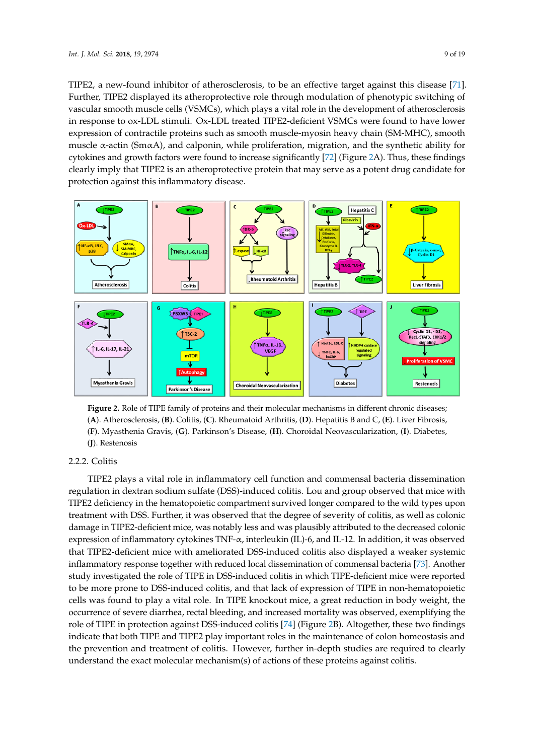TIPE2, a new-found inhibitor of atherosclerosis, to be an effective target against this disease [71]. Further, TIPE2 displayed its atheroprotective role through modulation of phenotypic switching of vascular smooth muscle cells (VSMCs), which plays a vital role in the development of atherosclerosis in response to ox-LDL stimuli. Ox-LDL treated TIPE2-deficient VSMCs were found to have lower expression of contractile proteins such as smooth muscle-myosin heavy chain (SM-MHC), smooth muscle α-actin (SmαA), and calponin, while proliferation, migration, and the synthetic ability for cytokines and growth factors were found to increase significantly [72] (Figure 2A). Thus, these findings clearly imply that TIPE2 is an atheroprotective protein that may serve as a potent drug candidate for protection against this inflammatory disease.

**Figure 2.** Role of TIPE family of proteins and their molecular mechanisms in different chronic diseases; (**A**). Atherosclerosis, (**B**). Colitis, (**C**). Rheumatoid Arthritis, (**D**). Hepatitis B and C, (**E**). Liver Fibrosis, (**F**). Myasthenia Gravis, (**G**). Parkinson's Disease, (**H**). Choroidal Neovascularization, (**I**). Diabetes, (**J**). Restenosis

### 2.2.2. Colitis

TIPE2 plays a vital role in inflammatory cell function and commensal bacteria dissemination regulation in dextran sodium sulfate (DSS)-induced colitis. Lou and group observed that mice with TIPE2 deficiency in the hematopoietic compartment survived longer compared to the wild types upon treatment with DSS. Further, it was observed that the degree of severity of colitis, as well as colonic damage in TIPE2-deficient mice, was notably less and was plausibly attributed to the decreased colonic expression of inflammatory cytokines TNF-α, interleukin (IL)-6, and IL-12. In addition, it was observed that TIPE2-deficient mice with ameliorated DSS-induced colitis also displayed a weaker systemic inflammatory response together with reduced local dissemination of commensal bacteria [73]. Another study investigated the role of TIPE in DSS-induced colitis in which TIPE-deficient mice were reported to be more prone to DSS-induced colitis, and that lack of expression of TIPE in non-hematopoietic cells was found to play a vital role. In TIPE knockout mice, a great reduction in body weight, the occurrence of severe diarrhea, rectal bleeding, and increased mortality was observed, exemplifying the role of TIPE in protection against DSS-induced colitis [74] (Figure 2B). Altogether, these two findings indicate that both TIPE and TIPE2 play important roles in the maintenance of colon homeostasis and the prevention and treatment of colitis. However, further in-depth studies are required to clearly understand the exact molecular mechanism(s) of actions of these proteins against colitis.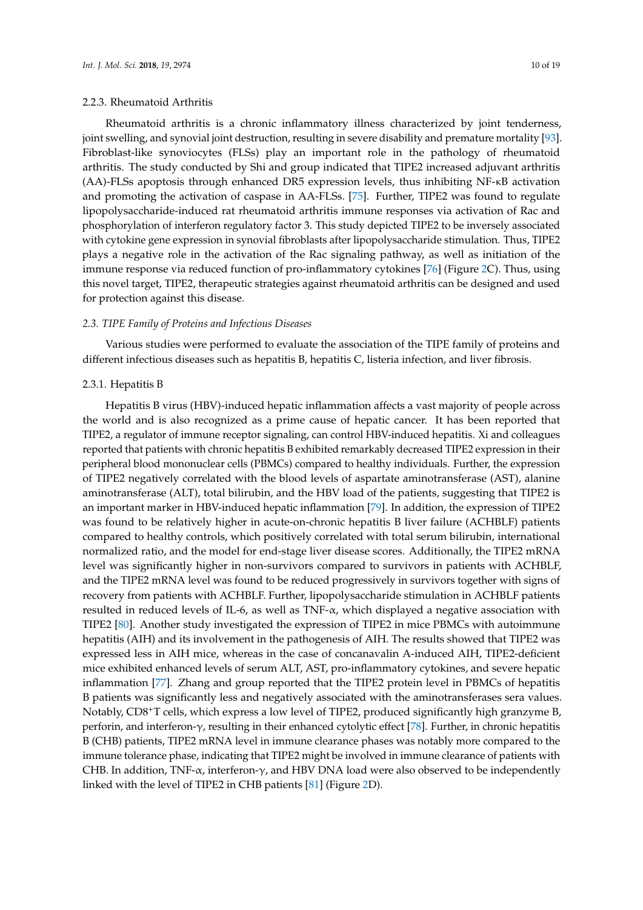#### 2.2.3. Rheumatoid Arthritis

Rheumatoid arthritis is a chronic inflammatory illness characterized by joint tenderness, joint swelling, and synovial joint destruction, resulting in severe disability and premature mortality [93]. Fibroblast-like synoviocytes (FLSs) play an important role in the pathology of rheumatoid arthritis. The study conducted by Shi and group indicated that TIPE2 increased adjuvant arthritis (AA)-FLSs apoptosis through enhanced DR5 expression levels, thus inhibiting NF-κB activation and promoting the activation of caspase in AA-FLSs. [75]. Further, TIPE2 was found to regulate lipopolysaccharide-induced rat rheumatoid arthritis immune responses via activation of Rac and phosphorylation of interferon regulatory factor 3. This study depicted TIPE2 to be inversely associated with cytokine gene expression in synovial fibroblasts after lipopolysaccharide stimulation. Thus, TIPE2 plays a negative role in the activation of the Rac signaling pathway, as well as initiation of the immune response via reduced function of pro-inflammatory cytokines [76] (Figure 2C). Thus, using this novel target, TIPE2, therapeutic strategies against rheumatoid arthritis can be designed and used for protection against this disease.

### *2.3. TIPE Family of Proteins and Infectious Diseases*

Various studies were performed to evaluate the association of the TIPE family of proteins and different infectious diseases such as hepatitis B, hepatitis C, listeria infection, and liver fibrosis.

#### 2.3.1. Hepatitis B

Hepatitis B virus (HBV)-induced hepatic inflammation affects a vast majority of people across the world and is also recognized as a prime cause of hepatic cancer. It has been reported that TIPE2, a regulator of immune receptor signaling, can control HBV-induced hepatitis. Xi and colleagues reported that patients with chronic hepatitis B exhibited remarkably decreased TIPE2 expression in their peripheral blood mononuclear cells (PBMCs) compared to healthy individuals. Further, the expression of TIPE2 negatively correlated with the blood levels of aspartate aminotransferase (AST), alanine aminotransferase (ALT), total bilirubin, and the HBV load of the patients, suggesting that TIPE2 is an important marker in HBV-induced hepatic inflammation [79]. In addition, the expression of TIPE2 was found to be relatively higher in acute-on-chronic hepatitis B liver failure (ACHBLF) patients compared to healthy controls, which positively correlated with total serum bilirubin, international normalized ratio, and the model for end-stage liver disease scores. Additionally, the TIPE2 mRNA level was significantly higher in non-survivors compared to survivors in patients with ACHBLF, and the TIPE2 mRNA level was found to be reduced progressively in survivors together with signs of recovery from patients with ACHBLF. Further, lipopolysaccharide stimulation in ACHBLF patients resulted in reduced levels of IL-6, as well as TNF-α, which displayed a negative association with TIPE2 [80]. Another study investigated the expression of TIPE2 in mice PBMCs with autoimmune hepatitis (AIH) and its involvement in the pathogenesis of AIH. The results showed that TIPE2 was expressed less in AIH mice, whereas in the case of concanavalin A-induced AIH, TIPE2-deficient mice exhibited enhanced levels of serum ALT, AST, pro-inflammatory cytokines, and severe hepatic inflammation [77]. Zhang and group reported that the TIPE2 protein level in PBMCs of hepatitis B patients was significantly less and negatively associated with the aminotransferases sera values. Notably, $CD8^{+}$T cells, which express a low level of TIPE2, produced significantly high granzyme B, perforin, and interferon-γ, resulting in their enhanced cytolytic effect [78]. Further, in chronic hepatitis B (CHB) patients, TIPE2 mRNA level in immune clearance phases was notably more compared to the immune tolerance phase, indicating that TIPE2 might be involved in immune clearance of patients with CHB. In addition, TNF-α, interferon-γ, and HBV DNA load were also observed to be independently linked with the level of TIPE2 in CHB patients [81] (Figure 2D).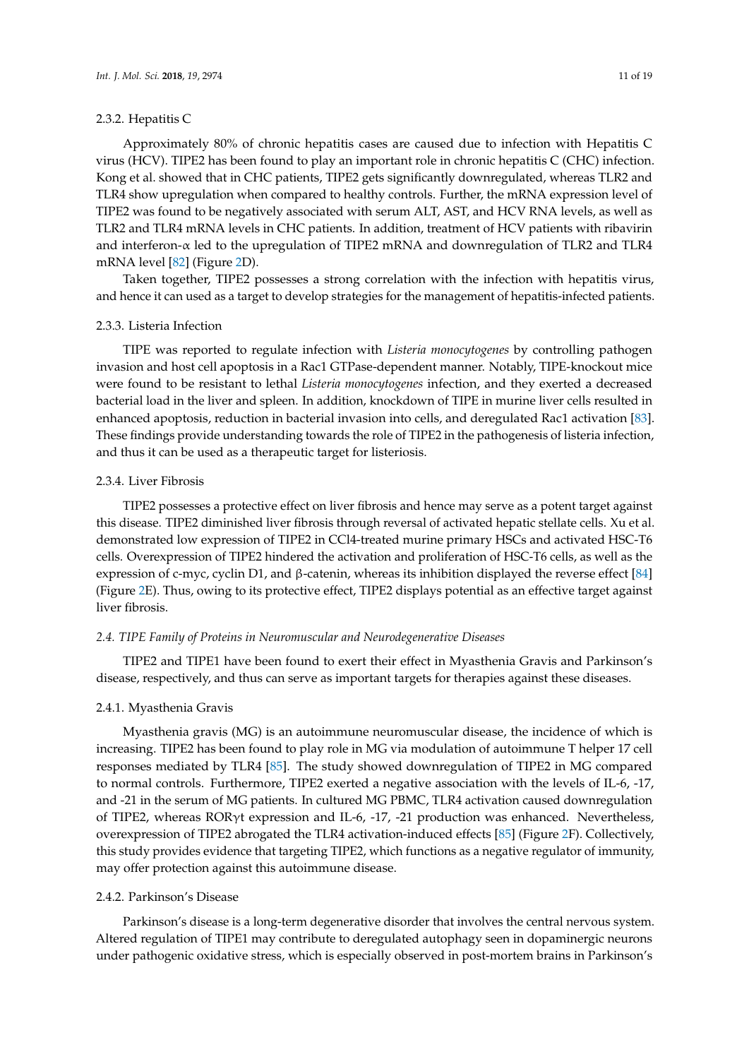#### 2.3.2. Hepatitis C

Approximately 80% of chronic hepatitis cases are caused due to infection with Hepatitis C virus (HCV). TIPE2 has been found to play an important role in chronic hepatitis C (CHC) infection. Kong et al. showed that in CHC patients, TIPE2 gets significantly downregulated, whereas TLR2 and TLR4 show upregulation when compared to healthy controls. Further, the mRNA expression level of TIPE2 was found to be negatively associated with serum ALT, AST, and HCV RNA levels, as well as TLR2 and TLR4 mRNA levels in CHC patients. In addition, treatment of HCV patients with ribavirin and interferon-α led to the upregulation of TIPE2 mRNA and downregulation of TLR2 and TLR4 mRNA level [82] (Figure 2D).

Taken together, TIPE2 possesses a strong correlation with the infection with hepatitis virus, and hence it can used as a target to develop strategies for the management of hepatitis-infected patients.

#### 2.3.3. Listeria Infection

TIPE was reported to regulate infection with *Listeria monocytogenes* by controlling pathogen invasion and host cell apoptosis in a Rac1 GTPase-dependent manner. Notably, TIPE-knockout mice were found to be resistant to lethal *Listeria monocytogenes* infection, and they exerted a decreased bacterial load in the liver and spleen. In addition, knockdown of TIPE in murine liver cells resulted in enhanced apoptosis, reduction in bacterial invasion into cells, and deregulated Rac1 activation [83]. These findings provide understanding towards the role of TIPE2 in the pathogenesis of listeria infection, and thus it can be used as a therapeutic target for listeriosis.

#### 2.3.4. Liver Fibrosis

TIPE2 possesses a protective effect on liver fibrosis and hence may serve as a potent target against this disease. TIPE2 diminished liver fibrosis through reversal of activated hepatic stellate cells. Xu et al. demonstrated low expression of TIPE2 in $CCl_4$-treated murine primary HSCs and activated HSC-T6 cells. Overexpression of TIPE2 hindered the activation and proliferation of HSC-T6 cells, as well as the expression of c-myc, cyclin D1, and β-catenin, whereas its inhibition displayed the reverse effect [84] (Figure 2E). Thus, owing to its protective effect, TIPE2 displays potential as an effective target against liver fibrosis.

### *2.4. TIPE Family of Proteins in Neuromuscular and Neurodegenerative Diseases*

TIPE2 and TIPE1 have been found to exert their effect in Myasthenia Gravis and Parkinson's disease, respectively, and thus can serve as important targets for therapies against these diseases.

#### 2.4.1. Myasthenia Gravis

Myasthenia gravis (MG) is an autoimmune neuromuscular disease, the incidence of which is increasing. TIPE2 has been found to play role in MG via modulation of autoimmune T helper 17 cell responses mediated by TLR4 [85]. The study showed downregulation of TIPE2 in MG compared to normal controls. Furthermore, TIPE2 exerted a negative association with the levels of IL-6, -17, and -21 in the serum of MG patients. In cultured MG PBMC, TLR4 activation caused downregulation of TIPE2, whereas RORγt expression and IL-6, -17, -21 production was enhanced. Nevertheless, overexpression of TIPE2 abrogated the TLR4 activation-induced effects [85] (Figure 2F). Collectively, this study provides evidence that targeting TIPE2, which functions as a negative regulator of immunity, may offer protection against this autoimmune disease.

#### 2.4.2. Parkinson's Disease

Parkinson's disease is a long-term degenerative disorder that involves the central nervous system. Altered regulation of TIPE1 may contribute to deregulated autophagy seen in dopaminergic neurons under pathogenic oxidative stress, which is especially observed in post-mortem brains in Parkinson's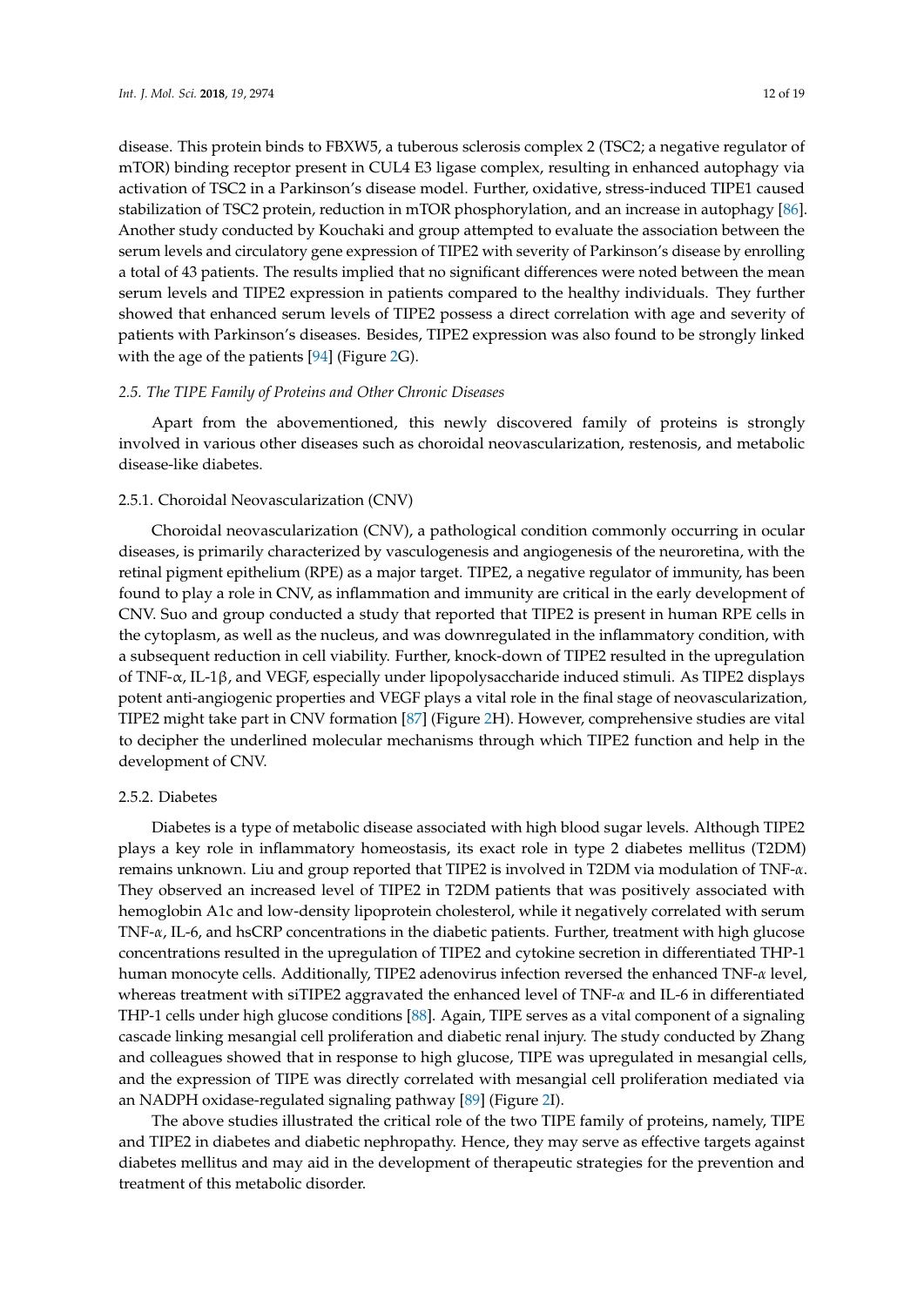disease. This protein binds to FBXW5, a tuberous sclerosis complex 2 (TSC2; a negative regulator of mTOR) binding receptor present in CUL4 E3 ligase complex, resulting in enhanced autophagy via activation of TSC2 in a Parkinson's disease model. Further, oxidative, stress-induced TIPE1 caused stabilization of TSC2 protein, reduction in mTOR phosphorylation, and an increase in autophagy [86]. Another study conducted by Kouchaki and group attempted to evaluate the association between the serum levels and circulatory gene expression of TIPE2 with severity of Parkinson's disease by enrolling a total of 43 patients. The results implied that no significant differences were noted between the mean serum levels and TIPE2 expression in patients compared to the healthy individuals. They further showed that enhanced serum levels of TIPE2 possess a direct correlation with age and severity of patients with Parkinson's diseases. Besides, TIPE2 expression was also found to be strongly linked with the age of the patients [94] (Figure 2G).

### *2.5. The TIPE Family of Proteins and Other Chronic Diseases*

Apart from the abovementioned, this newly discovered family of proteins is strongly involved in various other diseases such as choroidal neovascularization, restenosis, and metabolic disease-like diabetes.

#### 2.5.1. Choroidal Neovascularization (CNV)

Choroidal neovascularization (CNV), a pathological condition commonly occurring in ocular diseases, is primarily characterized by vasculogenesis and angiogenesis of the neuroretina, with the retinal pigment epithelium (RPE) as a major target. TIPE2, a negative regulator of immunity, has been found to play a role in CNV, as inflammation and immunity are critical in the early development of CNV. Suo and group conducted a study that reported that TIPE2 is present in human RPE cells in the cytoplasm, as well as the nucleus, and was downregulated in the inflammatory condition, with a subsequent reduction in cell viability. Further, knock-down of TIPE2 resulted in the upregulation of TNF-α, IL-1β, and VEGF, especially under lipopolysaccharide induced stimuli. As TIPE2 displays potent anti-angiogenic properties and VEGF plays a vital role in the final stage of neovascularization, TIPE2 might take part in CNV formation [87] (Figure 2H). However, comprehensive studies are vital to decipher the underlined molecular mechanisms through which TIPE2 function and help in the development of CNV.

#### 2.5.2. Diabetes

Diabetes is a type of metabolic disease associated with high blood sugar levels. Although TIPE2 plays a key role in inflammatory homeostasis, its exact role in type 2 diabetes mellitus (T2DM) remains unknown. Liu and group reported that TIPE2 is involved in T2DM via modulation of TNF-α. They observed an increased level of TIPE2 in T2DM patients that was positively associated with hemoglobin A1c and low-density lipoprotein cholesterol, while it negatively correlated with serum TNF-α, IL-6, and hsCRP concentrations in the diabetic patients. Further, treatment with high glucose concentrations resulted in the upregulation of TIPE2 and cytokine secretion in differentiated THP-1 human monocyte cells. Additionally, TIPE2 adenovirus infection reversed the enhanced TNF-α level, whereas treatment with siTIPE2 aggravated the enhanced level of TNF-α and IL-6 in differentiated THP-1 cells under high glucose conditions [88]. Again, TIPE serves as a vital component of a signaling cascade linking mesangial cell proliferation and diabetic renal injury. The study conducted by Zhang and colleagues showed that in response to high glucose, TIPE was upregulated in mesangial cells, and the expression of TIPE was directly correlated with mesangial cell proliferation mediated via an NADPH oxidase-regulated signaling pathway [89] (Figure 2I).

The above studies illustrated the critical role of the two TIPE family of proteins, namely, TIPE and TIPE2 in diabetes and diabetic nephropathy. Hence, they may serve as effective targets against diabetes mellitus and may aid in the development of therapeutic strategies for the prevention and treatment of this metabolic disorder.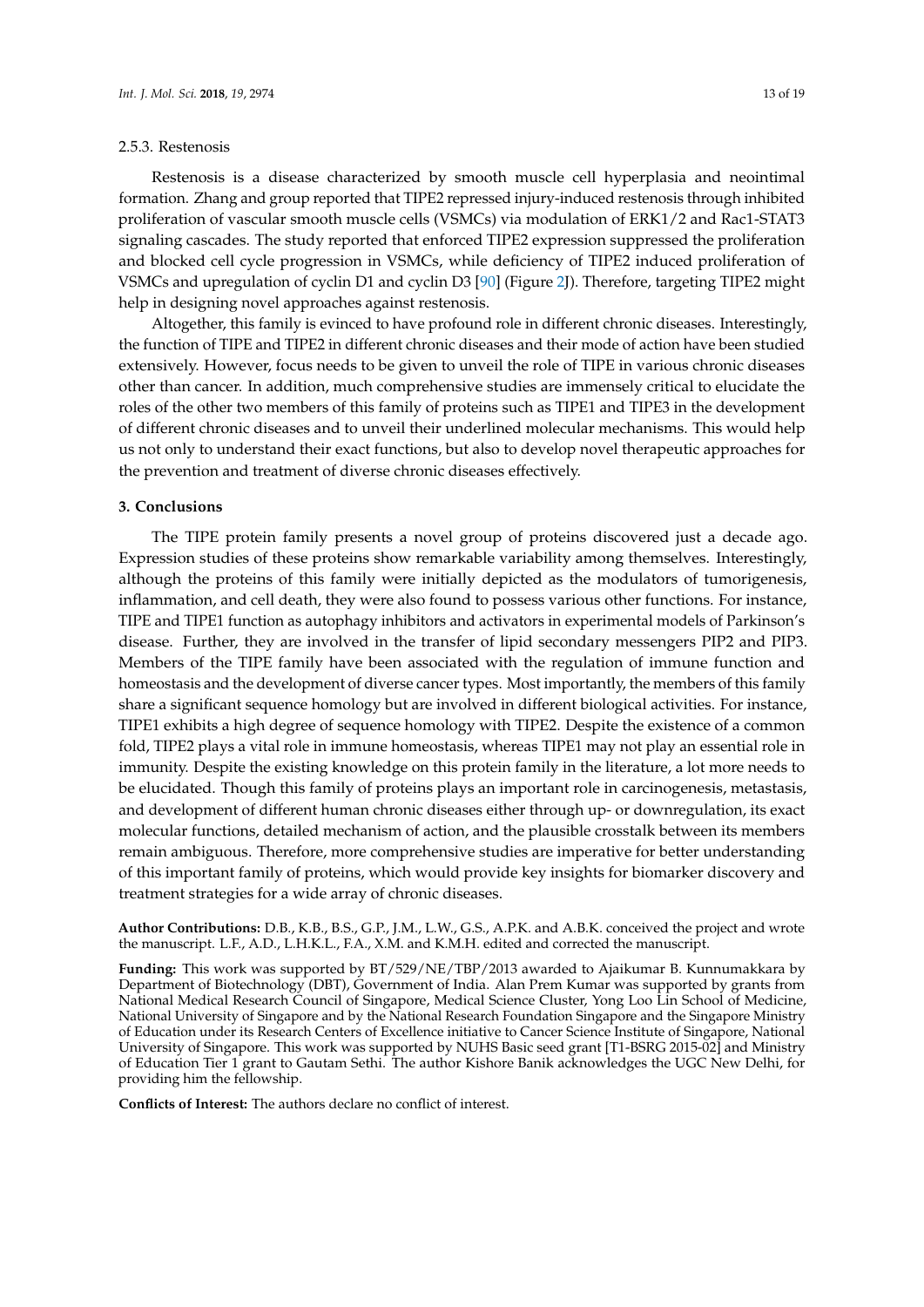#### 2.5.3. Restenosis

Restenosis is a disease characterized by smooth muscle cell hyperplasia and neointimal formation. Zhang and group reported that TIPE2 repressed injury-induced restenosis through inhibited proliferation of vascular smooth muscle cells (VSMCs) via modulation of ERK1/2 and Rac1-STAT3 signaling cascades. The study reported that enforced TIPE2 expression suppressed the proliferation and blocked cell cycle progression in VSMCs, while deficiency of TIPE2 induced proliferation of VSMCs and upregulation of cyclin D1 and cyclin D3 [90] (Figure 2J). Therefore, targeting TIPE2 might help in designing novel approaches against restenosis.

Altogether, this family is evinced to have profound role in different chronic diseases. Interestingly, the function of TIPE and TIPE2 in different chronic diseases and their mode of action have been studied extensively. However, focus needs to be given to unveil the role of TIPE in various chronic diseases other than cancer. In addition, much comprehensive studies are immensely critical to elucidate the roles of the other two members of this family of proteins such as TIPE1 and TIPE3 in the development of different chronic diseases and to unveil their underlined molecular mechanisms. This would help us not only to understand their exact functions, but also to develop novel therapeutic approaches for the prevention and treatment of diverse chronic diseases effectively.

## 3. Conclusions

The TIPE protein family presents a novel group of proteins discovered just a decade ago. Expression studies of these proteins show remarkable variability among themselves. Interestingly, although the proteins of this family were initially depicted as the modulators of tumorigenesis, inflammation, and cell death, they were also found to possess various other functions. For instance, TIPE and TIPE1 function as autophagy inhibitors and activators in experimental models of Parkinson's disease. Further, they are involved in the transfer of lipid secondary messengers PIP2 and PIP3. Members of the TIPE family have been associated with the regulation of immune function and homeostasis and the development of diverse cancer types. Most importantly, the members of this family share a significant sequence homology but are involved in different biological activities. For instance, TIPE1 exhibits a high degree of sequence homology with TIPE2. Despite the existence of a common fold, TIPE2 plays a vital role in immune homeostasis, whereas TIPE1 may not play an essential role in immunity. Despite the existing knowledge on this protein family in the literature, a lot more needs to be elucidated. Though this family of proteins plays an important role in carcinogenesis, metastasis, and development of different human chronic diseases either through up- or downregulation, its exact molecular functions, detailed mechanism of action, and the plausible crosstalk between its members remain ambiguous. Therefore, more comprehensive studies are imperative for better understanding of this important family of proteins, which would provide key insights for biomarker discovery and treatment strategies for a wide array of chronic diseases.

**Author Contributions:** D.B., K.B., B.S., G.P., J.M., L.W., G.S., A.P.K. and A.B.K. conceived the project and wrote the manuscript. L.F., A.D., L.H.K.L., F.A., X.M. and K.M.H. edited and corrected the manuscript.

**Funding:** This work was supported by BT/529/NE/TBP/2013 awarded to Ajaikumar B. Kunnumakkara by Department of Biotechnology (DBT), Government of India. Alan Prem Kumar was supported by grants from National Medical Research Council of Singapore, Medical Science Cluster, Yong Loo Lin School of Medicine, National University of Singapore and by the National Research Foundation Singapore and the Singapore Ministry of Education under its Research Centers of Excellence initiative to Cancer Science Institute of Singapore, National University of Singapore. This work was supported by NUHS Basic seed grant [T1-BSRG 2015-02] and Ministry of Education Tier 1 grant to Gautam Sethi. The author Kishore Banik acknowledges the UGC New Delhi, for providing him the fellowship.

**Conflicts of Interest:** The authors declare no conflict of interest.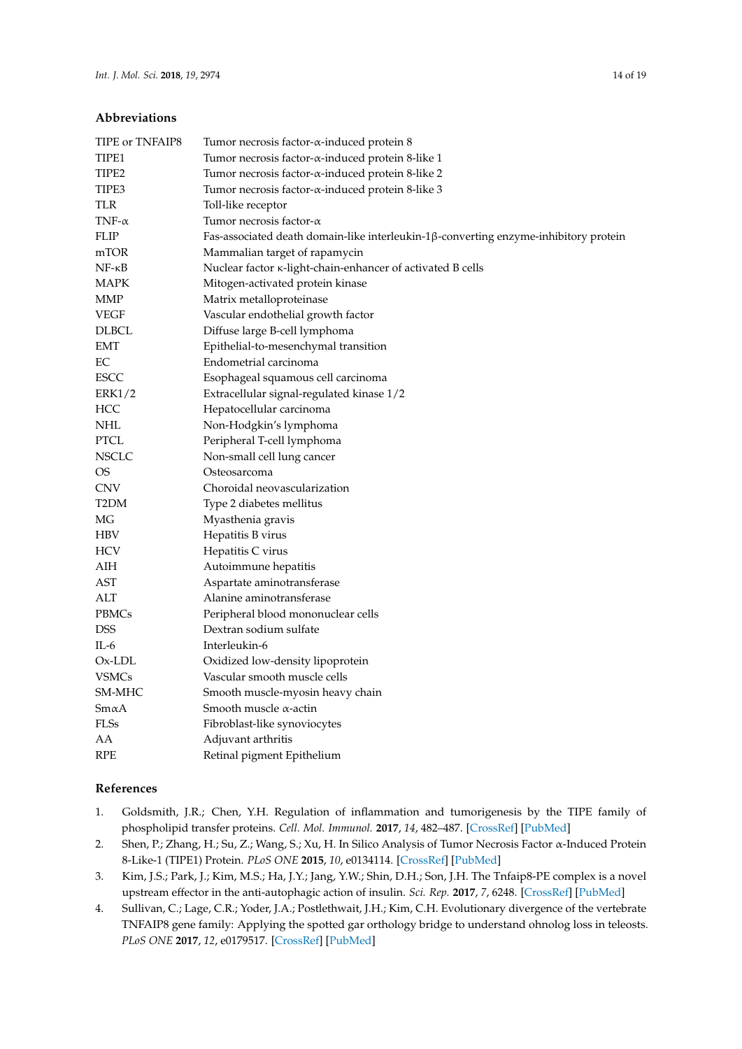## Abbreviations

| | |
|---|---|
| TIPE or TNFAIP8 | Tumor necrosis factor-α-induced protein 8 |
| TIPE1 | Tumor necrosis factor-α-induced protein 8-like 1 |
| TIPE2 | Tumor necrosis factor-α-induced protein 8-like 2 |
| TIPE3 | Tumor necrosis factor-α-induced protein 8-like 3 |
| TLR | Toll-like receptor |
| TNF-α | Tumor necrosis factor-α |
| FLIP | Fas-associated death domain-like interleukin-1β-converting enzyme-inhibitory protein |
| mTOR | Mammalian target of rapamycin |
| NF-κB | Nuclear factor κ-light-chain-enhancer of activated B cells |
| MAPK | Mitogen-activated protein kinase |
| MMP | Matrix metalloproteinase |
| VEGF | Vascular endothelial growth factor |
| DLBCL | Diffuse large B-cell lymphoma |
| EMT | Epithelial-to-mesenchymal transition |
| EC | Endometrial carcinoma |
| ESCC | Esophageal squamous cell carcinoma |
| ERK1/2 | Extracellular signal-regulated kinase 1/2 |
| HCC | Hepatocellular carcinoma |
| NHL | Non-Hodgkin's lymphoma |
| PTCL | Peripheral T-cell lymphoma |
| NSCLC | Non-small cell lung cancer |
| OS | Osteosarcoma |
| CNV | Choroidal neovascularization |
| T2DM | Type 2 diabetes mellitus |
| MG | Myasthenia gravis |
| HBV | Hepatitis B virus |
| HCV | Hepatitis C virus |
| AIH | Autoimmune hepatitis |
| AST | Aspartate aminotransferase |
| ALT | Alanine aminotransferase |
| PBMCs | Peripheral blood mononuclear cells |
| DSS | Dextran sodium sulfate |
| IL-6 | Interleukin-6 |
| Ox-LDL | Oxidized low-density lipoprotein |
| VSMCs | Vascular smooth muscle cells |
| SM-MHC | Smooth muscle-myosin heavy chain |
| SmαA | Smooth muscle α-actin |
| FLSs | Fibroblast-like synoviocytes |
| AA | Adjuvant arthritis |
| RPE | Retinal pigment Epithelium |

## References

1. Goldsmith, J.R.; Chen, Y.H. Regulation of inflammation and tumorigenesis by the TIPE family of phospholipid transfer proteins. *Cell. Mol. Immunol.* **2017**, *14*, 482–487. [CrossRef] [PubMed]
2. Shen, P.; Zhang, H.; Su, Z.; Wang, S.; Xu, H. In Silico Analysis of Tumor Necrosis Factor α-Induced Protein 8-Like-1 (TIPE1) Protein. *PLoS ONE* **2015**, *10*, e0134114. [CrossRef] [PubMed]
3. Kim, J.S.; Park, J.; Kim, M.S.; Ha, J.Y.; Jang, Y.W.; Shin, D.H.; Son, J.H. The Tnfaip8-PE complex is a novel upstream effector in the anti-autophagic action of insulin. *Sci. Rep.* **2017**, *7*, 6248. [CrossRef] [PubMed]
4. Sullivan, C.; Lage, C.R.; Yoder, J.A.; Postlethwait, J.H.; Kim, C.H. Evolutionary divergence of the vertebrate TNFAIP8 gene family: Applying the spotted gar orthology bridge to understand ohnolog loss in teleosts. *PLoS ONE* **2017**, *12*, e0179517. [CrossRef] [PubMed]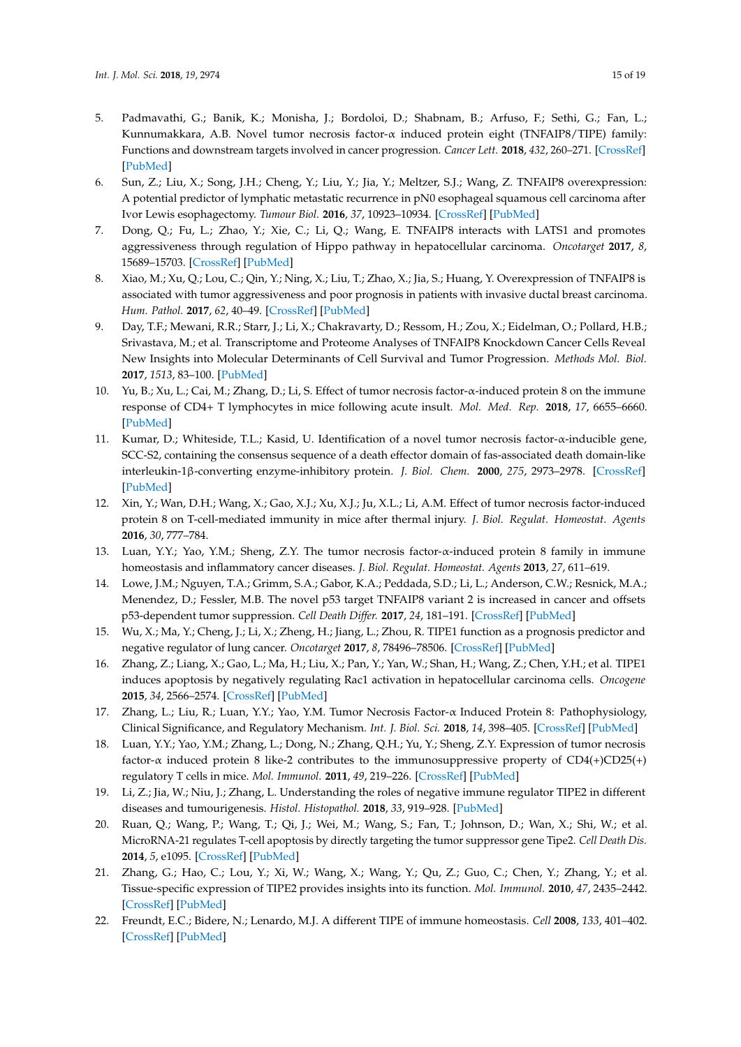5. Padmavathi, G.; Banik, K.; Monisha, J.; Bordoloi, D.; Shabnam, B.; Arfuso, F.; Sethi, G.; Fan, L.; Kunnumakkara, A.B. Novel tumor necrosis factor-α induced protein eight (TNFAIP8/TIPE) family: Functions and downstream targets involved in cancer progression. *Cancer Lett.* **2018**, *432*, 260–271. [CrossRef] [PubMed]
6. Sun, Z.; Liu, X.; Song, J.H.; Cheng, Y.; Liu, Y.; Jia, Y.; Meltzer, S.J.; Wang, Z. TNFAIP8 overexpression: A potential predictor of lymphatic metastatic recurrence in pN0 esophageal squamous cell carcinoma after Ivor Lewis esophagectomy. *Tumour Biol.* **2016**, *37*, 10923–10934. [CrossRef] [PubMed]
7. Dong, Q.; Fu, L.; Zhao, Y.; Xie, C.; Li, Q.; Wang, E. TNFAIP8 interacts with LATS1 and promotes aggressiveness through regulation of Hippo pathway in hepatocellular carcinoma. *Oncotarget* **2017**, *8*, 15689–15703. [CrossRef] [PubMed]
8. Xiao, M.; Xu, Q.; Lou, C.; Qin, Y.; Ning, X.; Liu, T.; Zhao, X.; Jia, S.; Huang, Y. Overexpression of TNFAIP8 is associated with tumor aggressiveness and poor prognosis in patients with invasive ductal breast carcinoma. *Hum. Pathol.* **2017**, *62*, 40–49. [CrossRef] [PubMed]
9. Day, T.F.; Mewani, R.R.; Starr, J.; Li, X.; Chakravarty, D.; Ressom, H.; Zou, X.; Eidelman, O.; Pollard, H.B.; Srivastava, M.; et al. Transcriptome and Proteome Analyses of TNFAIP8 Knockdown Cancer Cells Reveal New Insights into Molecular Determinants of Cell Survival and Tumor Progression. *Methods Mol. Biol.* **2017**, *1513*, 83–100. [PubMed]
10. Yu, B.; Xu, L.; Cai, M.; Zhang, D.; Li, S. Effect of tumor necrosis factor-α-induced protein 8 on the immune response of CD4+ T lymphocytes in mice following acute insult. *Mol. Med. Rep.* **2018**, *17*, 6655–6660. [PubMed]
11. Kumar, D.; Whiteside, T.L.; Kasid, U. Identification of a novel tumor necrosis factor-α-inducible gene, SCC-S2, containing the consensus sequence of a death effector domain of fas-associated death domain-like interleukin-1β-converting enzyme-inhibitory protein. *J. Biol. Chem.* **2000**, *275*, 2973–2978. [CrossRef] [PubMed]
12. Xin, Y.; Wan, D.H.; Wang, X.; Gao, X.J.; Xu, X.J.; Ju, X.L.; Li, A.M. Effect of tumor necrosis factor-induced protein 8 on T-cell-mediated immunity in mice after thermal injury. *J. Biol. Regulat. Homeostat. Agents* **2016**, *30*, 777–784.
13. Luan, Y.Y.; Yao, Y.M.; Sheng, Z.Y. The tumor necrosis factor-α-induced protein 8 family in immune homeostasis and inflammatory cancer diseases. *J. Biol. Regulat. Homeostat. Agents* **2013**, *27*, 611–619.
14. Lowe, J.M.; Nguyen, T.A.; Grimm, S.A.; Gabor, K.A.; Peddada, S.D.; Li, L.; Anderson, C.W.; Resnick, M.A.; Menendez, D.; Fessler, M.B. The novel p53 target TNFAIP8 variant 2 is increased in cancer and offsets p53-dependent tumor suppression. *Cell Death Differ.* **2017**, *24*, 181–191. [CrossRef] [PubMed]
15. Wu, X.; Ma, Y.; Cheng, J.; Li, X.; Zheng, H.; Jiang, L.; Zhou, R. TIPE1 function as a prognosis predictor and negative regulator of lung cancer. *Oncotarget* **2017**, *8*, 78496–78506. [CrossRef] [PubMed]
16. Zhang, Z.; Liang, X.; Gao, L.; Ma, H.; Liu, X.; Pan, Y.; Yan, W.; Shan, H.; Wang, Z.; Chen, Y.H.; et al. TIPE1 induces apoptosis by negatively regulating Rac1 activation in hepatocellular carcinoma cells. *Oncogene* **2015**, *34*, 2566–2574. [CrossRef] [PubMed]
17. Zhang, L.; Liu, R.; Luan, Y.Y.; Yao, Y.M. Tumor Necrosis Factor-α Induced Protein 8: Pathophysiology, Clinical Significance, and Regulatory Mechanism. *Int. J. Biol. Sci.* **2018**, *14*, 398–405. [CrossRef] [PubMed]
18. Luan, Y.Y.; Yao, Y.M.; Zhang, L.; Dong, N.; Zhang, Q.H.; Yu, Y.; Sheng, Z.Y. Expression of tumor necrosis factor-α induced protein 8 like-2 contributes to the immunosuppressive property of CD4(+)CD25(+) regulatory T cells in mice. *Mol. Immunol.* **2011**, *49*, 219–226. [CrossRef] [PubMed]
19. Li, Z.; Jia, W.; Niu, J.; Zhang, L. Understanding the roles of negative immune regulator TIPE2 in different diseases and tumourigenesis. *Histol. Histopathol.* **2018**, *33*, 919–928. [PubMed]
20. Ruan, Q.; Wang, P.; Wang, T.; Qi, J.; Wei, M.; Wang, S.; Fan, T.; Johnson, D.; Wan, X.; Shi, W.; et al. MicroRNA-21 regulates T-cell apoptosis by directly targeting the tumor suppressor gene Tipe2. *Cell Death Dis.* **2014**, *5*, e1095. [CrossRef] [PubMed]
21. Zhang, G.; Hao, C.; Lou, Y.; Xi, W.; Wang, X.; Wang, Y.; Qu, Z.; Guo, C.; Chen, Y.; Zhang, Y.; et al. Tissue-specific expression of TIPE2 provides insights into its function. *Mol. Immunol.* **2010**, *47*, 2435–2442. [CrossRef] [PubMed]
22. Freundt, E.C.; Bidere, N.; Lenardo, M.J. A different TIPE of immune homeostasis. *Cell* **2008**, *133*, 401–402. [CrossRef] [PubMed]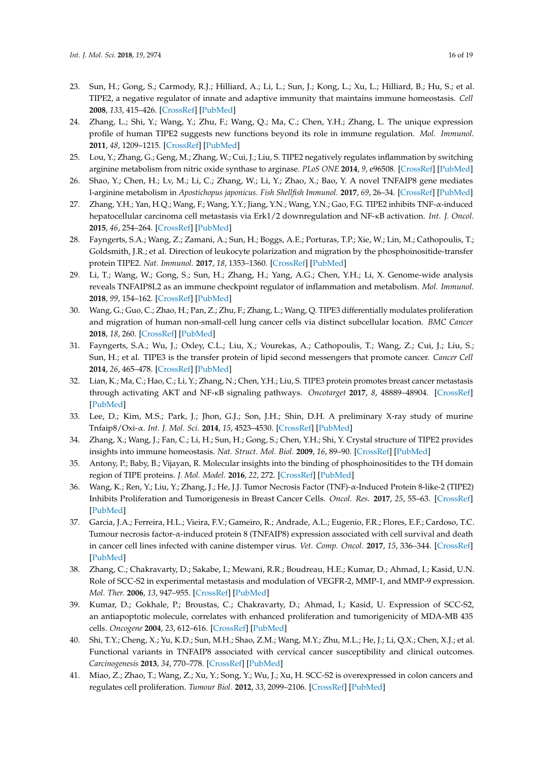23. Sun, H.; Gong, S.; Carmody, R.J.; Hilliard, A.; Li, L.; Sun, J.; Kong, L.; Xu, L.; Hilliard, B.; Hu, S.; et al. TIPE2, a negative regulator of innate and adaptive immunity that maintains immune homeostasis. *Cell* **2008**, *133*, 415–426. [CrossRef] [PubMed]
24. Zhang, L.; Shi, Y.; Wang, Y.; Zhu, F.; Wang, Q.; Ma, C.; Chen, Y.H.; Zhang, L. The unique expression profile of human TIPE2 suggests new functions beyond its role in immune regulation. *Mol. Immunol.* **2011**, *48*, 1209–1215. [CrossRef] [PubMed]
25. Lou, Y.; Zhang, G.; Geng, M.; Zhang, W.; Cui, J.; Liu, S. TIPE2 negatively regulates inflammation by switching arginine metabolism from nitric oxide synthase to arginase. *PLoS ONE* **2014**, *9*, e96508. [CrossRef] [PubMed]
26. Shao, Y.; Chen, H.; Lv, M.; Li, C.; Zhang, W.; Li, Y.; Zhao, X.; Bao, Y. A novel TNFAIP8 gene mediates l-arginine metabolism in *Apostichopus japonicus*. *Fish Shellfish Immunol.* **2017**, *69*, 26–34. [CrossRef] [PubMed]
27. Zhang, Y.H.; Yan, H.Q.; Wang, F.; Wang, Y.Y.; Jiang, Y.N.; Wang, Y.N.; Gao, F.G. TIPE2 inhibits TNF-α-induced hepatocellular carcinoma cell metastasis via Erk1/2 downregulation and NF-κB activation. *Int. J. Oncol.* **2015**, *46*, 254–264. [CrossRef] [PubMed]
28. Fayngerts, S.A.; Wang, Z.; Zamani, A.; Sun, H.; Boggs, A.E.; Porturas, T.P.; Xie, W.; Lin, M.; Cathopoulis, T.; Goldsmith, J.R.; et al. Direction of leukocyte polarization and migration by the phosphoinositide-transfer protein TIPE2. *Nat. Immunol.* **2017**, *18*, 1353–1360. [CrossRef] [PubMed]
29. Li, T.; Wang, W.; Gong, S.; Sun, H.; Zhang, H.; Yang, A.G.; Chen, Y.H.; Li, X. Genome-wide analysis reveals TNFAIP8L2 as an immune checkpoint regulator of inflammation and metabolism. *Mol. Immunol.* **2018**, *99*, 154–162. [CrossRef] [PubMed]
30. Wang, G.; Guo, C.; Zhao, H.; Pan, Z.; Zhu, F.; Zhang, L.; Wang, Q. TIPE3 differentially modulates proliferation and migration of human non-small-cell lung cancer cells via distinct subcellular location. *BMC Cancer* **2018**, *18*, 260. [CrossRef] [PubMed]
31. Fayngerts, S.A.; Wu, J.; Oxley, C.L.; Liu, X.; Vourekas, A.; Cathopoulis, T.; Wang, Z.; Cui, J.; Liu, S.; Sun, H.; et al. TIPE3 is the transfer protein of lipid second messengers that promote cancer. *Cancer Cell* **2014**, *26*, 465–478. [CrossRef] [PubMed]
32. Lian, K.; Ma, C.; Hao, C.; Li, Y.; Zhang, N.; Chen, Y.H.; Liu, S. TIPE3 protein promotes breast cancer metastasis through activating AKT and NF-κB signaling pathways. *Oncotarget* **2017**, *8*, 48889–48904. [CrossRef] [PubMed]
33. Lee, D.; Kim, M.S.; Park, J.; Jhon, G.J.; Son, J.H.; Shin, D.H. A preliminary X-ray study of murine Tnfaip8/Oxi-α. *Int. J. Mol. Sci.* **2014**, *15*, 4523–4530. [CrossRef] [PubMed]
34. Zhang, X.; Wang, J.; Fan, C.; Li, H.; Sun, H.; Gong, S.; Chen, Y.H.; Shi, Y. Crystal structure of TIPE2 provides insights into immune homeostasis. *Nat. Struct. Mol. Biol.* **2009**, *16*, 89–90. [CrossRef] [PubMed]
35. Antony, P.; Baby, B.; Vijayan, R. Molecular insights into the binding of phosphoinositides to the TH domain region of TIPE proteins. *J. Mol. Model.* **2016**, *22*, 272. [CrossRef] [PubMed]
36. Wang, K.; Ren, Y.; Liu, Y.; Zhang, J.; He, J.J. Tumor Necrosis Factor (TNF)-α-Induced Protein 8-like-2 (TIPE2) Inhibits Proliferation and Tumorigenesis in Breast Cancer Cells. *Oncol. Res.* **2017**, *25*, 55–63. [CrossRef] [PubMed]
37. Garcia, J.A.; Ferreira, H.L.; Vieira, F.V.; Gameiro, R.; Andrade, A.L.; Eugenio, F.R.; Flores, E.F.; Cardoso, T.C. Tumour necrosis factor-α-induced protein 8 (TNFAIP8) expression associated with cell survival and death in cancer cell lines infected with canine distemper virus. *Vet. Comp. Oncol.* **2017**, *15*, 336–344. [CrossRef] [PubMed]
38. Zhang, C.; Chakravarty, D.; Sakabe, I.; Mewani, R.R.; Boudreau, H.E.; Kumar, D.; Ahmad, I.; Kasid, U.N. Role of SCC-S2 in experimental metastasis and modulation of VEGFR-2, MMP-1, and MMP-9 expression. *Mol. Ther.* **2006**, *13*, 947–955. [CrossRef] [PubMed]
39. Kumar, D.; Gokhale, P.; Broustas, C.; Chakravarty, D.; Ahmad, I.; Kasid, U. Expression of SCC-S2, an antiapoptotic molecule, correlates with enhanced proliferation and tumorigenicity of MDA-MB 435 cells. *Oncogene* **2004**, *23*, 612–616. [CrossRef] [PubMed]
40. Shi, T.Y.; Cheng, X.; Yu, K.D.; Sun, M.H.; Shao, Z.M.; Wang, M.Y.; Zhu, M.L.; He, J.; Li, Q.X.; Chen, X.J.; et al. Functional variants in TNFAIP8 associated with cervical cancer susceptibility and clinical outcomes. *Carcinogenesis* **2013**, *34*, 770–778. [CrossRef] [PubMed]
41. Miao, Z.; Zhao, T.; Wang, Z.; Xu, Y.; Song, Y.; Wu, J.; Xu, H. SCC-S2 is overexpressed in colon cancers and regulates cell proliferation. *Tumour Biol.* **2012**, *33*, 2099–2106. [CrossRef] [PubMed]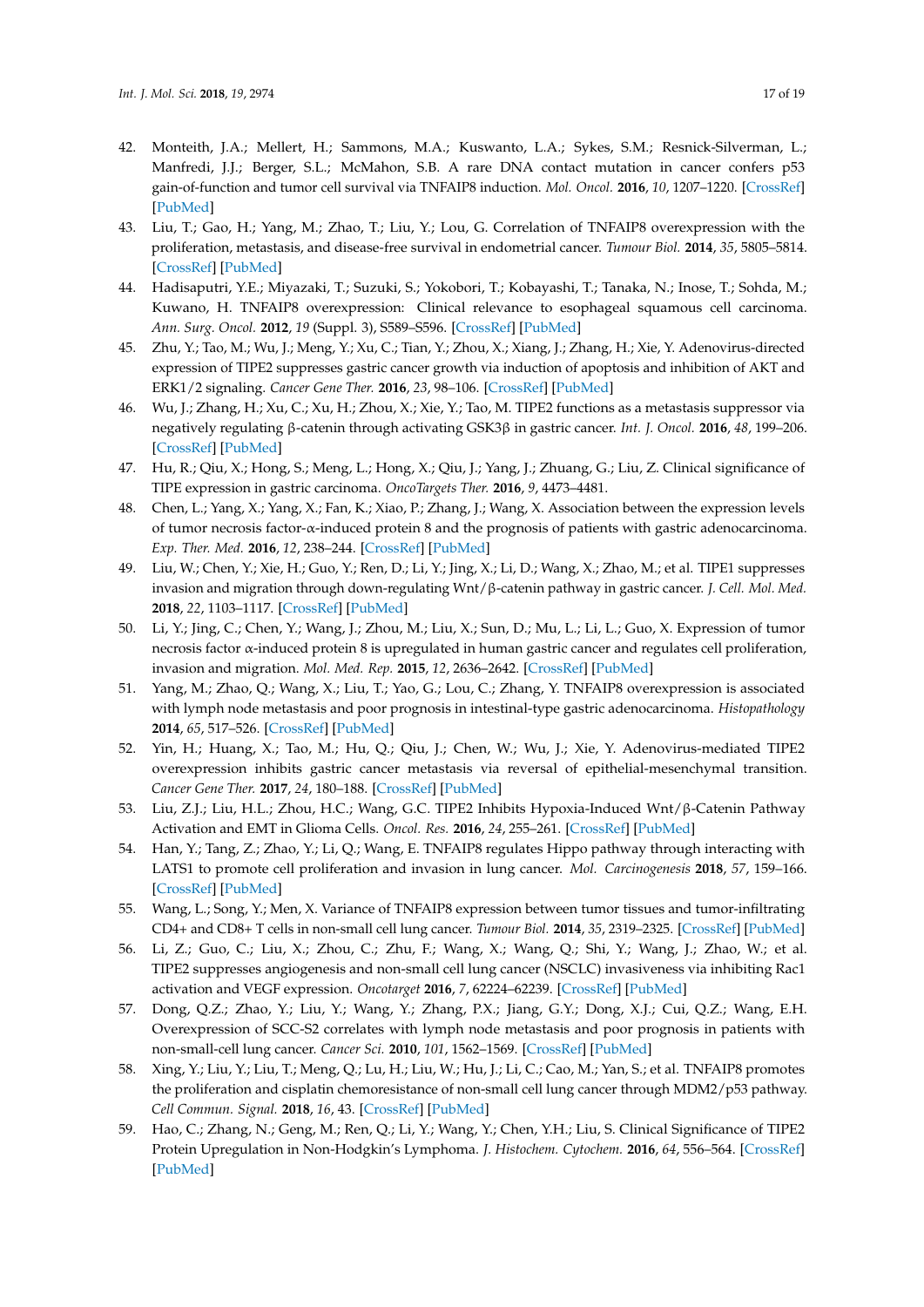42. Monteith, J.A.; Mellert, H.; Sammons, M.A.; Kuswanto, L.A.; Sykes, S.M.; Resnick-Silverman, L.; Manfredi, J.J.; Berger, S.L.; McMahon, S.B. A rare DNA contact mutation in cancer confers p53 gain-of-function and tumor cell survival via TNFAIP8 induction. *Mol. Oncol.* **2016**, *10*, 1207–1220. [CrossRef] [PubMed]
43. Liu, T.; Gao, H.; Yang, M.; Zhao, T.; Liu, Y.; Lou, G. Correlation of TNFAIP8 overexpression with the proliferation, metastasis, and disease-free survival in endometrial cancer. *Tumour Biol.* **2014**, *35*, 5805–5814. [CrossRef] [PubMed]
44. Hadisaputri, Y.E.; Miyazaki, T.; Suzuki, S.; Yokobori, T.; Kobayashi, T.; Tanaka, N.; Inose, T.; Sohda, M.; Kuwano, H. TNFAIP8 overexpression: Clinical relevance to esophageal squamous cell carcinoma. *Ann. Surg. Oncol.* **2012**, *19* (Suppl. 3), S589–S596. [CrossRef] [PubMed]
45. Zhu, Y.; Tao, M.; Wu, J.; Meng, Y.; Xu, C.; Tian, Y.; Zhou, X.; Xiang, J.; Zhang, H.; Xie, Y. Adenovirus-directed expression of TIPE2 suppresses gastric cancer growth via induction of apoptosis and inhibition of AKT and ERK1/2 signaling. *Cancer Gene Ther.* **2016**, *23*, 98–106. [CrossRef] [PubMed]
46. Wu, J.; Zhang, H.; Xu, C.; Xu, H.; Zhou, X.; Xie, Y.; Tao, M. TIPE2 functions as a metastasis suppressor via negatively regulating β-catenin through activating GSK3β in gastric cancer. *Int. J. Oncol.* **2016**, *48*, 199–206. [CrossRef] [PubMed]
47. Hu, R.; Qiu, X.; Hong, S.; Meng, L.; Hong, X.; Qiu, J.; Yang, J.; Zhuang, G.; Liu, Z. Clinical significance of TIPE expression in gastric carcinoma. *OncoTargets Ther.* **2016**, *9*, 4473–4481.
48. Chen, L.; Yang, X.; Yang, X.; Fan, K.; Xiao, P.; Zhang, J.; Wang, X. Association between the expression levels of tumor necrosis factor-α-induced protein 8 and the prognosis of patients with gastric adenocarcinoma. *Exp. Ther. Med.* **2016**, *12*, 238–244. [CrossRef] [PubMed]
49. Liu, W.; Chen, Y.; Xie, H.; Guo, Y.; Ren, D.; Li, Y.; Jing, X.; Li, D.; Wang, X.; Zhao, M.; et al. TIPE1 suppresses invasion and migration through down-regulating Wnt/β-catenin pathway in gastric cancer. *J. Cell. Mol. Med.* **2018**, *22*, 1103–1117. [CrossRef] [PubMed]
50. Li, Y.; Jing, C.; Chen, Y.; Wang, J.; Zhou, M.; Liu, X.; Sun, D.; Mu, L.; Li, L.; Guo, X. Expression of tumor necrosis factor α-induced protein 8 is upregulated in human gastric cancer and regulates cell proliferation, invasion and migration. *Mol. Med. Rep.* **2015**, *12*, 2636–2642. [CrossRef] [PubMed]
51. Yang, M.; Zhao, Q.; Wang, X.; Liu, T.; Yao, G.; Lou, C.; Zhang, Y. TNFAIP8 overexpression is associated with lymph node metastasis and poor prognosis in intestinal-type gastric adenocarcinoma. *Histopathology* **2014**, *65*, 517–526. [CrossRef] [PubMed]
52. Yin, H.; Huang, X.; Tao, M.; Hu, Q.; Qiu, J.; Chen, W.; Wu, J.; Xie, Y. Adenovirus-mediated TIPE2 overexpression inhibits gastric cancer metastasis via reversal of epithelial-mesenchymal transition. *Cancer Gene Ther.* **2017**, *24*, 180–188. [CrossRef] [PubMed]
53. Liu, Z.J.; Liu, H.L.; Zhou, H.C.; Wang, G.C. TIPE2 Inhibits Hypoxia-Induced Wnt/β-Catenin Pathway Activation and EMT in Glioma Cells. *Oncol. Res.* **2016**, *24*, 255–261. [CrossRef] [PubMed]
54. Han, Y.; Tang, Z.; Zhao, Y.; Li, Q.; Wang, E. TNFAIP8 regulates Hippo pathway through interacting with LATS1 to promote cell proliferation and invasion in lung cancer. *Mol. Carcinogenesis* **2018**, *57*, 159–166. [CrossRef] [PubMed]
55. Wang, L.; Song, Y.; Men, X. Variance of TNFAIP8 expression between tumor tissues and tumor-infiltrating CD4+ and CD8+ T cells in non-small cell lung cancer. *Tumour Biol.* **2014**, *35*, 2319–2325. [CrossRef] [PubMed]
56. Li, Z.; Guo, C.; Liu, X.; Zhou, C.; Zhu, F.; Wang, X.; Wang, Q.; Shi, Y.; Wang, J.; Zhao, W.; et al. TIPE2 suppresses angiogenesis and non-small cell lung cancer (NSCLC) invasiveness via inhibiting Rac1 activation and VEGF expression. *Oncotarget* **2016**, *7*, 62224–62239. [CrossRef] [PubMed]
57. Dong, Q.Z.; Zhao, Y.; Liu, Y.; Wang, Y.; Zhang, P.X.; Jiang, G.Y.; Dong, X.J.; Cui, Q.Z.; Wang, E.H. Overexpression of SCC-S2 correlates with lymph node metastasis and poor prognosis in patients with non-small-cell lung cancer. *Cancer Sci.* **2010**, *101*, 1562–1569. [CrossRef] [PubMed]
58. Xing, Y.; Liu, Y.; Liu, T.; Meng, Q.; Lu, H.; Liu, W.; Hu, J.; Li, C.; Cao, M.; Yan, S.; et al. TNFAIP8 promotes the proliferation and cisplatin chemoresistance of non-small cell lung cancer through MDM2/p53 pathway. *Cell Commun. Signal.* **2018**, *16*, 43. [CrossRef] [PubMed]
59. Hao, C.; Zhang, N.; Geng, M.; Ren, Q.; Li, Y.; Wang, Y.; Chen, Y.H.; Liu, S. Clinical Significance of TIPE2 Protein Upregulation in Non-Hodgkin's Lymphoma. *J. Histochem. Cytochem.* **2016**, *64*, 556–564. [CrossRef] [PubMed]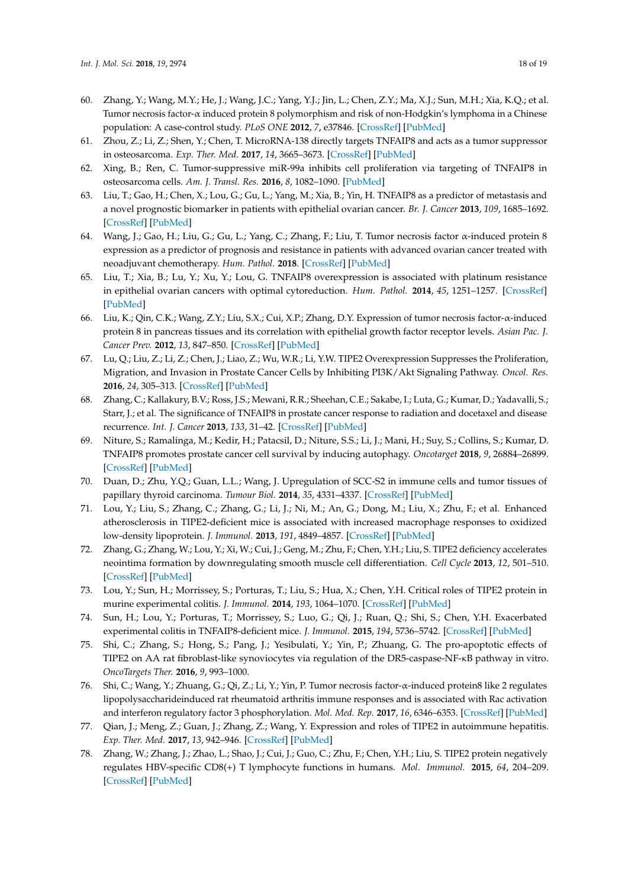60. Zhang, Y.; Wang, M.Y.; He, J.; Wang, J.C.; Yang, Y.J.; Jin, L.; Chen, Z.Y.; Ma, X.J.; Sun, M.H.; Xia, K.Q.; et al. Tumor necrosis factor-α induced protein 8 polymorphism and risk of non-Hodgkin's lymphoma in a Chinese population: A case-control study. *PLoS ONE* **2012**, *7*, e37846. [CrossRef] [PubMed]
61. Zhou, Z.; Li, Z.; Shen, Y.; Chen, T. MicroRNA-138 directly targets TNFAIP8 and acts as a tumor suppressor in osteosarcoma. *Exp. Ther. Med.* **2017**, *14*, 3665–3673. [CrossRef] [PubMed]
62. Xing, B.; Ren, C. Tumor-suppressive miR-99a inhibits cell proliferation via targeting of TNFAIP8 in osteosarcoma cells. *Am. J. Transl. Res.* **2016**, *8*, 1082–1090. [PubMed]
63. Liu, T.; Gao, H.; Chen, X.; Lou, G.; Gu, L.; Yang, M.; Xia, B.; Yin, H. TNFAIP8 as a predictor of metastasis and a novel prognostic biomarker in patients with epithelial ovarian cancer. *Br. J. Cancer* **2013**, *109*, 1685–1692. [CrossRef] [PubMed]
64. Wang, J.; Gao, H.; Liu, G.; Gu, L.; Yang, C.; Zhang, F.; Liu, T. Tumor necrosis factor α-induced protein 8 expression as a predictor of prognosis and resistance in patients with advanced ovarian cancer treated with neoadjuvant chemotherapy. *Hum. Pathol.* **2018**. [CrossRef] [PubMed]
65. Liu, T.; Xia, B.; Lu, Y.; Xu, Y.; Lou, G. TNFAIP8 overexpression is associated with platinum resistance in epithelial ovarian cancers with optimal cytoreduction. *Hum. Pathol.* **2014**, *45*, 1251–1257. [CrossRef] [PubMed]
66. Liu, K.; Qin, C.K.; Wang, Z.Y.; Liu, S.X.; Cui, X.P.; Zhang, D.Y. Expression of tumor necrosis factor-α-induced protein 8 in pancreas tissues and its correlation with epithelial growth factor receptor levels. *Asian Pac. J. Cancer Prev.* **2012**, *13*, 847–850. [CrossRef] [PubMed]
67. Lu, Q.; Liu, Z.; Li, Z.; Chen, J.; Liao, Z.; Wu, W.R.; Li, Y.W. TIPE2 Overexpression Suppresses the Proliferation, Migration, and Invasion in Prostate Cancer Cells by Inhibiting PI3K/Akt Signaling Pathway. *Oncol. Res.* **2016**, *24*, 305–313. [CrossRef] [PubMed]
68. Zhang, C.; Kallakury, B.V.; Ross, J.S.; Mewani, R.R.; Sheehan, C.E.; Sakabe, I.; Luta, G.; Kumar, D.; Yadavalli, S.; Starr, J.; et al. The significance of TNFAIP8 in prostate cancer response to radiation and docetaxel and disease recurrence. *Int. J. Cancer* **2013**, *133*, 31–42. [CrossRef] [PubMed]
69. Niture, S.; Ramalinga, M.; Kedir, H.; Patacsil, D.; Niture, S.S.; Li, J.; Mani, H.; Suy, S.; Collins, S.; Kumar, D. TNFAIP8 promotes prostate cancer cell survival by inducing autophagy. *Oncotarget* **2018**, *9*, 26884–26899. [CrossRef] [PubMed]
70. Duan, D.; Zhu, Y.Q.; Guan, L.L.; Wang, J. Upregulation of SCC-S2 in immune cells and tumor tissues of papillary thyroid carcinoma. *Tumour Biol.* **2014**, *35*, 4331–4337. [CrossRef] [PubMed]
71. Lou, Y.; Liu, S.; Zhang, C.; Zhang, G.; Li, J.; Ni, M.; An, G.; Dong, M.; Liu, X.; Zhu, F.; et al. Enhanced atherosclerosis in TIPE2-deficient mice is associated with increased macrophage responses to oxidized low-density lipoprotein. *J. Immunol.* **2013**, *191*, 4849–4857. [CrossRef] [PubMed]
72. Zhang, G.; Zhang, W.; Lou, Y.; Xi, W.; Cui, J.; Geng, M.; Zhu, F.; Chen, Y.H.; Liu, S. TIPE2 deficiency accelerates neointima formation by downregulating smooth muscle cell differentiation. *Cell Cycle* **2013**, *12*, 501–510. [CrossRef] [PubMed]
73. Lou, Y.; Sun, H.; Morrissey, S.; Porturas, T.; Liu, S.; Hua, X.; Chen, Y.H. Critical roles of TIPE2 protein in murine experimental colitis. *J. Immunol.* **2014**, *193*, 1064–1070. [CrossRef] [PubMed]
74. Sun, H.; Lou, Y.; Porturas, T.; Morrissey, S.; Luo, G.; Qi, J.; Ruan, Q.; Shi, S.; Chen, Y.H. Exacerbated experimental colitis in TNFAIP8-deficient mice. *J. Immunol.* **2015**, *194*, 5736–5742. [CrossRef] [PubMed]
75. Shi, C.; Zhang, S.; Hong, S.; Pang, J.; Yesibulati, Y.; Yin, P.; Zhuang, G. The pro-apoptotic effects of TIPE2 on AA rat fibroblast-like synoviocytes via regulation of the DR5-caspase-NF-κB pathway in vitro. *OncoTargets Ther.* **2016**, *9*, 993–1000.
76. Shi, C.; Wang, Y.; Zhuang, G.; Qi, Z.; Li, Y.; Yin, P. Tumor necrosis factor-α-induced protein8 like 2 regulates lipopolysaccharideinduced rat rheumatoid arthritis immune responses and is associated with Rac activation and interferon regulatory factor 3 phosphorylation. *Mol. Med. Rep.* **2017**, *16*, 6346–6353. [CrossRef] [PubMed]
77. Qian, J.; Meng, Z.; Guan, J.; Zhang, Z.; Wang, Y. Expression and roles of TIPE2 in autoimmune hepatitis. *Exp. Ther. Med.* **2017**, *13*, 942–946. [CrossRef] [PubMed]
78. Zhang, W.; Zhang, J.; Zhao, L.; Shao, J.; Cui, J.; Guo, C.; Zhu, F.; Chen, Y.H.; Liu, S. TIPE2 protein negatively regulates HBV-specific CD8(+) T lymphocyte functions in humans. *Mol. Immunol.* **2015**, *64*, 204–209. [CrossRef] [PubMed]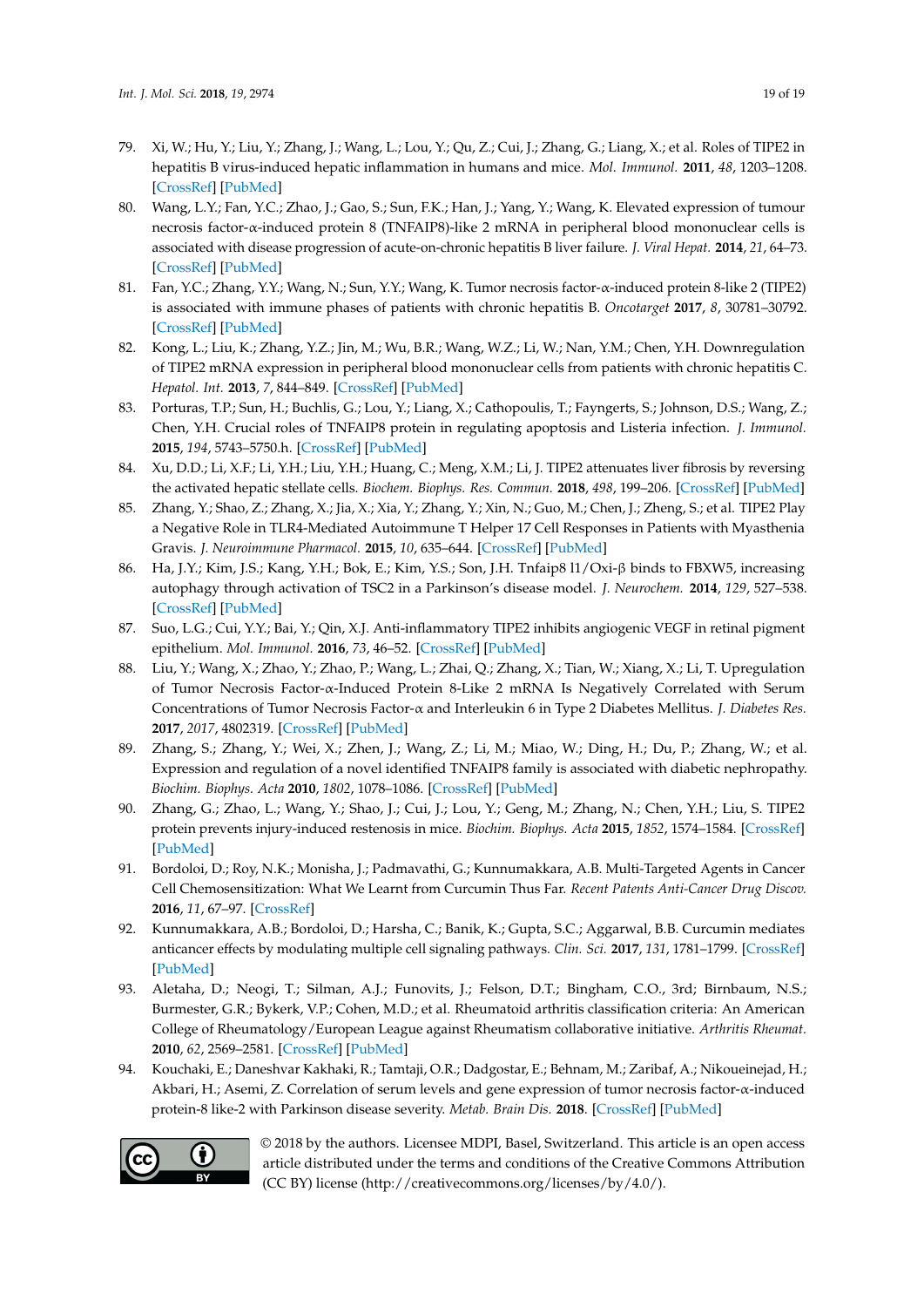79. Xi, W.; Hu, Y.; Liu, Y.; Zhang, J.; Wang, L.; Lou, Y.; Qu, Z.; Cui, J.; Zhang, G.; Liang, X.; et al. Roles of TIPE2 in hepatitis B virus-induced hepatic inflammation in humans and mice. *Mol. Immunol.* **2011**, *48*, 1203–1208. [CrossRef] [PubMed]
80. Wang, L.Y.; Fan, Y.C.; Zhao, J.; Gao, S.; Sun, F.K.; Han, J.; Yang, Y.; Wang, K. Elevated expression of tumour necrosis factor-α-induced protein 8 (TNFAIP8)-like 2 mRNA in peripheral blood mononuclear cells is associated with disease progression of acute-on-chronic hepatitis B liver failure. *J. Viral Hepat.* **2014**, *21*, 64–73. [CrossRef] [PubMed]
81. Fan, Y.C.; Zhang, Y.Y.; Wang, N.; Sun, Y.Y.; Wang, K. Tumor necrosis factor-α-induced protein 8-like 2 (TIPE2) is associated with immune phases of patients with chronic hepatitis B. *Oncotarget* **2017**, *8*, 30781–30792. [CrossRef] [PubMed]
82. Kong, L.; Liu, K.; Zhang, Y.Z.; Jin, M.; Wu, B.R.; Wang, W.Z.; Li, W.; Nan, Y.M.; Chen, Y.H. Downregulation of TIPE2 mRNA expression in peripheral blood mononuclear cells from patients with chronic hepatitis C. *Hepatol. Int.* **2013**, *7*, 844–849. [CrossRef] [PubMed]
83. Porturas, T.P.; Sun, H.; Buchlis, G.; Lou, Y.; Liang, X.; Cathopoulis, T.; Fayngerts, S.; Johnson, D.S.; Wang, Z.; Chen, Y.H. Crucial roles of TNFAIP8 protein in regulating apoptosis and Listeria infection. *J. Immunol.* **2015**, *194*, 5743–5750.h. [CrossRef] [PubMed]
84. Xu, D.D.; Li, X.F.; Li, Y.H.; Liu, Y.H.; Huang, C.; Meng, X.M.; Li, J. TIPE2 attenuates liver fibrosis by reversing the activated hepatic stellate cells. *Biochem. Biophys. Res. Commun.* **2018**, *498*, 199–206. [CrossRef] [PubMed]
85. Zhang, Y.; Shao, Z.; Zhang, X.; Jia, X.; Xia, Y.; Zhang, Y.; Xin, N.; Guo, M.; Chen, J.; Zheng, S.; et al. TIPE2 Play a Negative Role in TLR4-Mediated Autoimmune T Helper 17 Cell Responses in Patients with Myasthenia Gravis. *J. Neuroimmune Pharmacol.* **2015**, *10*, 635–644. [CrossRef] [PubMed]
86. Ha, J.Y.; Kim, J.S.; Kang, Y.H.; Bok, E.; Kim, Y.S.; Son, J.H. Tnfaip8 l1/Oxi-β binds to FBXW5, increasing autophagy through activation of TSC2 in a Parkinson's disease model. *J. Neurochem.* **2014**, *129*, 527–538. [CrossRef] [PubMed]
87. Suo, L.G.; Cui, Y.Y.; Bai, Y.; Qin, X.J. Anti-inflammatory TIPE2 inhibits angiogenic VEGF in retinal pigment epithelium. *Mol. Immunol.* **2016**, *73*, 46–52. [CrossRef] [PubMed]
88. Liu, Y.; Wang, X.; Zhao, Y.; Zhao, P.; Wang, L.; Zhai, Q.; Zhang, X.; Tian, W.; Xiang, X.; Li, T. Upregulation of Tumor Necrosis Factor-α-Induced Protein 8-Like 2 mRNA Is Negatively Correlated with Serum Concentrations of Tumor Necrosis Factor-α and Interleukin 6 in Type 2 Diabetes Mellitus. *J. Diabetes Res.* **2017**, *2017*, 4802319. [CrossRef] [PubMed]
89. Zhang, S.; Zhang, Y.; Wei, X.; Zhen, J.; Wang, Z.; Li, M.; Miao, W.; Ding, H.; Du, P.; Zhang, W.; et al. Expression and regulation of a novel identified TNFAIP8 family is associated with diabetic nephropathy. *Biochim. Biophys. Acta* **2010**, *1802*, 1078–1086. [CrossRef] [PubMed]
90. Zhang, G.; Zhao, L.; Wang, Y.; Shao, J.; Cui, J.; Lou, Y.; Geng, M.; Zhang, N.; Chen, Y.H.; Liu, S. TIPE2 protein prevents injury-induced restenosis in mice. *Biochim. Biophys. Acta* **2015**, *1852*, 1574–1584. [CrossRef] [PubMed]
91. Bordoloi, D.; Roy, N.K.; Monisha, J.; Padmavathi, G.; Kunnumakkara, A.B. Multi-Targeted Agents in Cancer Cell Chemosensitization: What We Learnt from Curcumin Thus Far. *Recent Patents Anti-Cancer Drug Discov.* **2016**, *11*, 67–97. [CrossRef]
92. Kunnumakkara, A.B.; Bordoloi, D.; Harsha, C.; Banik, K.; Gupta, S.C.; Aggarwal, B.B. Curcumin mediates anticancer effects by modulating multiple cell signaling pathways. *Clin. Sci.* **2017**, *131*, 1781–1799. [CrossRef] [PubMed]
93. Aletaha, D.; Neogi, T.; Silman, A.J.; Funovits, J.; Felson, D.T.; Bingham, C.O., 3rd; Birnbaum, N.S.; Burmester, G.R.; Bykerk, V.P.; Cohen, M.D.; et al. Rheumatoid arthritis classification criteria: An American College of Rheumatology/European League against Rheumatism collaborative initiative. *Arthritis Rheumat.* **2010**, *62*, 2569–2581. [CrossRef] [PubMed]
94. Kouchaki, E.; Daneshvar Kakhaki, R.; Tamtaji, O.R.; Dadgostar, E.; Behnam, M.; Zaribaf, A.; Nikoueinejad, H.; Akbari, H.; Asemi, Z. Correlation of serum levels and gene expression of tumor necrosis factor-α-induced protein-8 like-2 with Parkinson disease severity. *Metab. Brain Dis.* **2018**. [CrossRef] [PubMed]

© 2018 by the authors. Licensee MDPI, Basel, Switzerland. This article is an open access article distributed under the terms and conditions of the Creative Commons Attribution (CC BY) license (http://creativecommons.org/licenses/by/4.0/).